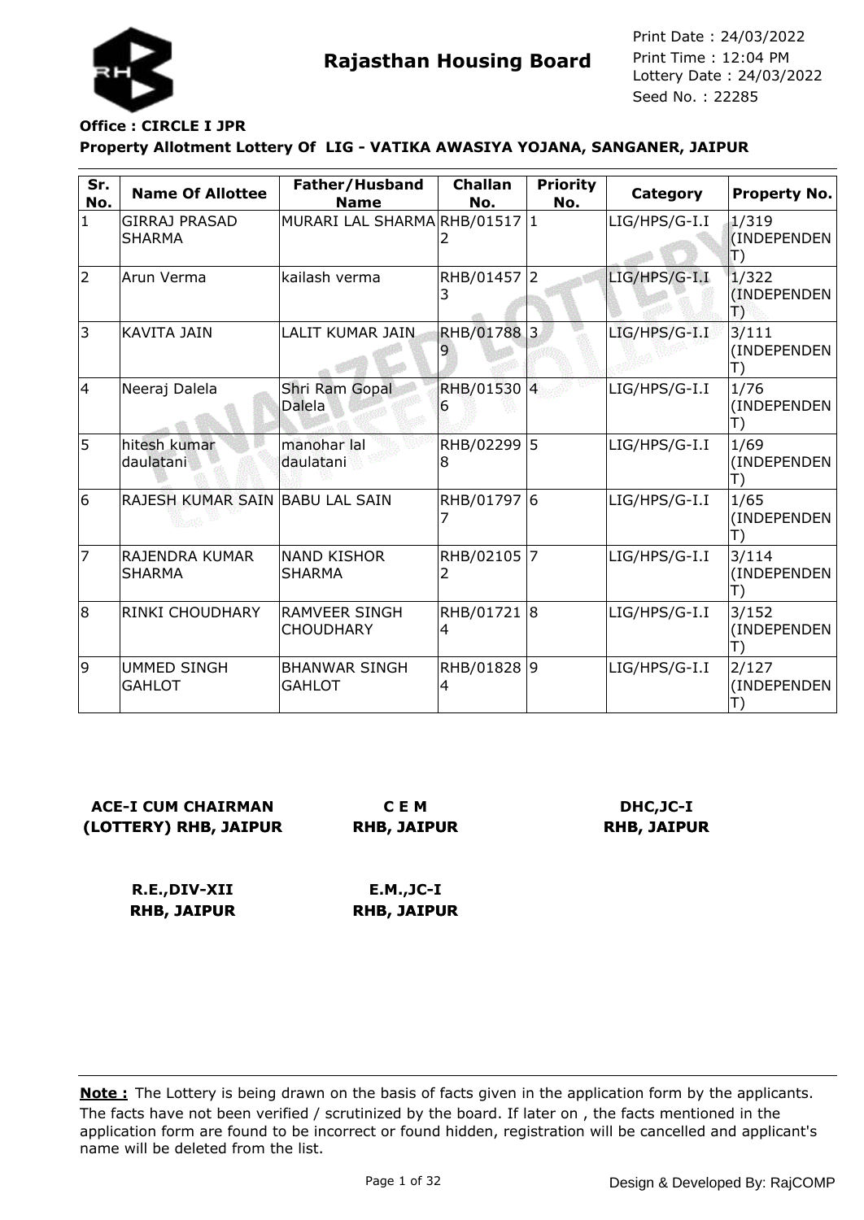**Rajasthan Housing Board**

Print Date : 24/03/2022
Print Time : 12:04 PM
Lottery Date : 24/03/2022
Seed No. : 22285

**Office : CIRCLE I JPR**

**Property Allotment Lottery Of LIG - VATIKA AWASIYA YOJANA, SANGANER, JAIPUR**

| Sr. No. | Name Of Allottee | Father/Husband Name | Challan No. | Priority No. | Category | Property No. |
|---|---|---|---|---|---|---|
| 1 | GIRRAJ PRASAD SHARMA | MURARI LAL SHARMA | RHB/015172 | 1 | LIG/HPS/G-I.I | 1/319 (INDEPENDENT) |
| 2 | Arun Verma | kailash verma | RHB/014573 | 2 | LIG/HPS/G-I.I | 1/322 (INDEPENDENT) |
| 3 | KAVITA JAIN | LALIT KUMAR JAIN | RHB/017889 | 3 | LIG/HPS/G-I.I | 3/111 (INDEPENDENT) |
| 4 | Neeraj Dalela | Shri Ram Gopal Dalela | RHB/015306 | 4 | LIG/HPS/G-I.I | 1/76 (INDEPENDENT) |
| 5 | hitesh kumar daulatani | manohar lal daulatani | RHB/022998 | 5 | LIG/HPS/G-I.I | 1/69 (INDEPENDENT) |
| 6 | RAJESH KUMAR SAIN | BABU LAL SAIN | RHB/017977 | 6 | LIG/HPS/G-I.I | 1/65 (INDEPENDENT) |
| 7 | RAJENDRA KUMAR SHARMA | NAND KISHOR SHARMA | RHB/021052 | 7 | LIG/HPS/G-I.I | 3/114 (INDEPENDENT) |
| 8 | RINKI CHOUDHARY | RAMVEER SINGH CHOUDHARY | RHB/017214 | 8 | LIG/HPS/G-I.I | 3/152 (INDEPENDENT) |
| 9 | UMMED SINGH GAHLOT | BHANWAR SINGH GAHLOT | RHB/018284 | 9 | LIG/HPS/G-I.I | 2/127 (INDEPENDENT) |

**ACE-I CUM CHAIRMAN (LOTTERY) RHB, JAIPUR**

**C E M RHB, JAIPUR**

**DHC,JC-I RHB, JAIPUR**

**R.E.,DIV-XII RHB, JAIPUR**

**E.M.,JC-I RHB, JAIPUR**

**Note :** The Lottery is being drawn on the basis of facts given in the application form by the applicants. The facts have not been verified / scrutinized by the board. If later on , the facts mentioned in the application form are found to be incorrect or found hidden, registration will be cancelled and applicant's name will be deleted from the list.

Design & Developed By: RajCOMP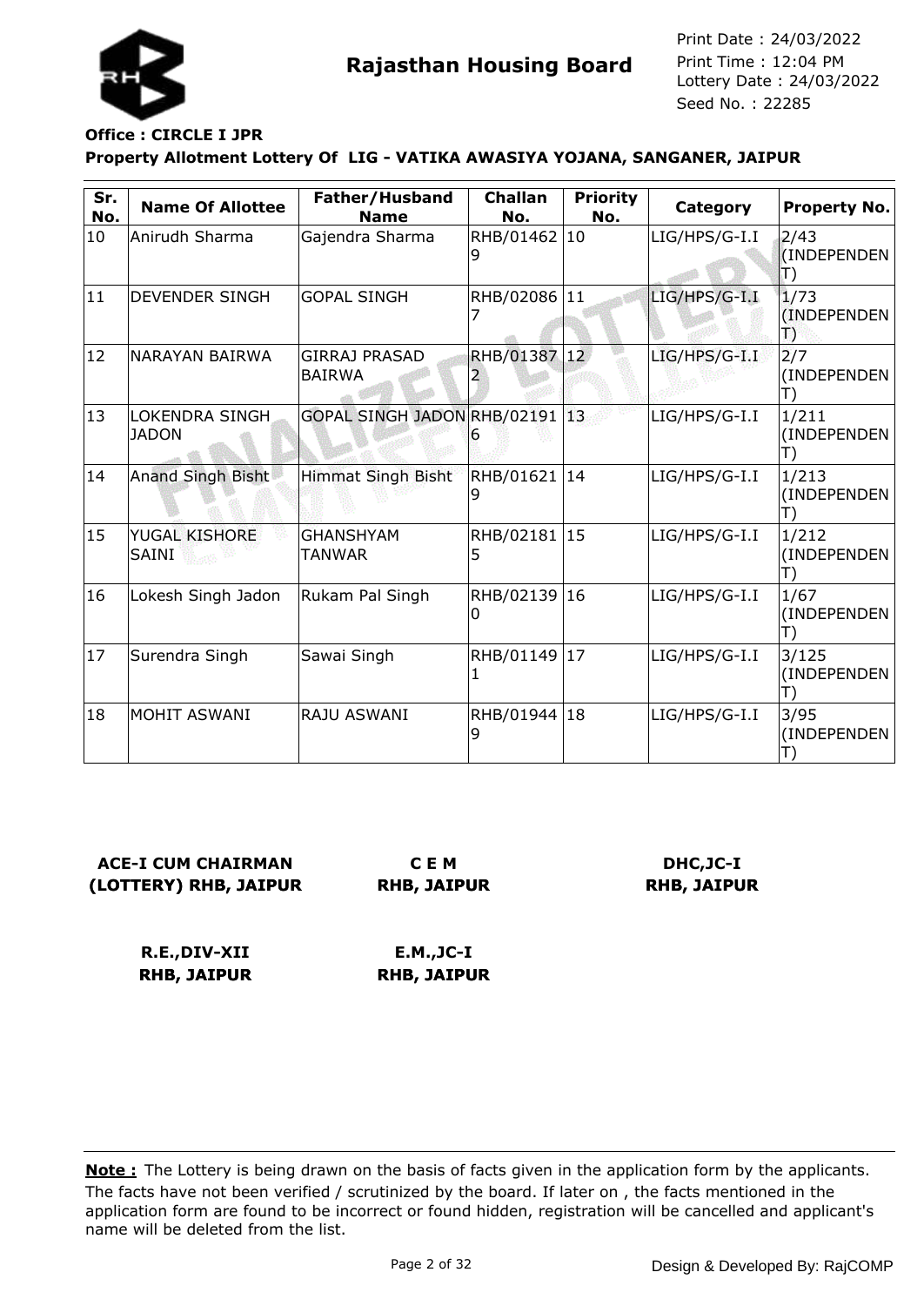**Rajasthan Housing Board**

Print Date : 24/03/2022
Print Time : 12:04 PM
Lottery Date : 24/03/2022
Seed No. : 22285

**Office : CIRCLE I JPR**

**Property Allotment Lottery Of LIG - VATIKA AWASIYA YOJANA, SANGANER, JAIPUR**

| Sr. No. | Name Of Allottee | Father/Husband Name | Challan No. | Priority No. | Category | Property No. |
|---|---|---|---|---|---|---|
| 10 | Anirudh Sharma | Gajendra Sharma | RHB/014629 | 10 | LIG/HPS/G-I.I | 2/43 (INDEPENDENT) |
| 11 | DEVENDER SINGH | GOPAL SINGH | RHB/020867 | 11 | LIG/HPS/G-I.I | 1/73 (INDEPENDENT) |
| 12 | NARAYAN BAIRWA | GIRRAJ PRASAD BAIRWA | RHB/013872 | 12 | LIG/HPS/G-I.I | 2/7 (INDEPENDENT) |
| 13 | LOKENDRA SINGH JADON | GOPAL SINGH JADON | RHB/021916 | 13 | LIG/HPS/G-I.I | 1/211 (INDEPENDENT) |
| 14 | Anand Singh Bisht | Himmat Singh Bisht | RHB/016219 | 14 | LIG/HPS/G-I.I | 1/213 (INDEPENDENT) |
| 15 | YUGAL KISHORE SAINI | GHANSHYAM TANWAR | RHB/021815 | 15 | LIG/HPS/G-I.I | 1/212 (INDEPENDENT) |
| 16 | Lokesh Singh Jadon | Rukam Pal Singh | RHB/021390 | 16 | LIG/HPS/G-I.I | 1/67 (INDEPENDENT) |
| 17 | Surendra Singh | Sawai Singh | RHB/011491 | 17 | LIG/HPS/G-I.I | 3/125 (INDEPENDENT) |
| 18 | MOHIT ASWANI | RAJU ASWANI | RHB/019449 | 18 | LIG/HPS/G-I.I | 3/95 (INDEPENDENT) |

**ACE-I CUM CHAIRMAN (LOTTERY) RHB, JAIPUR**

**C E M RHB, JAIPUR**

**DHC,JC-I RHB, JAIPUR**

**R.E.,DIV-XII RHB, JAIPUR**

**E.M.,JC-I RHB, JAIPUR**

**Note :** The Lottery is being drawn on the basis of facts given in the application form by the applicants. The facts have not been verified / scrutinized by the board. If later on , the facts mentioned in the application form are found to be incorrect or found hidden, registration will be cancelled and applicant's name will be deleted from the list.

Design & Developed By: RajCOMP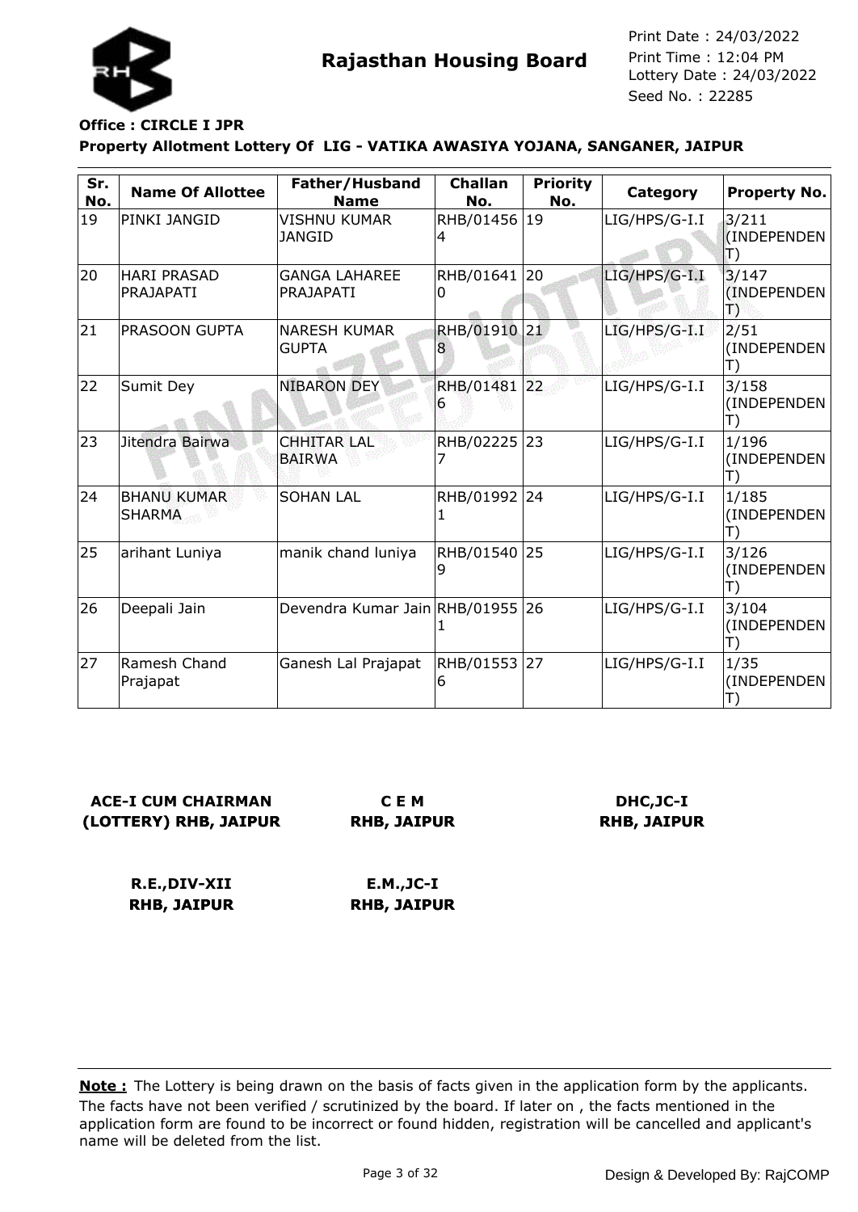**Rajasthan Housing Board**

Print Date : 24/03/2022
Print Time : 12:04 PM
Lottery Date : 24/03/2022
Seed No. : 22285

**Office : CIRCLE I JPR**

**Property Allotment Lottery Of LIG - VATIKA AWASIYA YOJANA, SANGANER, JAIPUR**

| Sr. No. | Name Of Allottee | Father/Husband Name | Challan No. | Priority No. | Category | Property No. |
|---|---|---|---|---|---|---|
| 19 | PINKI JANGID | VISHNU KUMAR JANGID | RHB/014564 | 19 | LIG/HPS/G-I.I | 3/211 (INDEPENDENT) |
| 20 | HARI PRASAD PRAJAPATI | GANGA LAHAREE PRAJAPATI | RHB/016410 | 20 | LIG/HPS/G-I.I | 3/147 (INDEPENDENT) |
| 21 | PRASOON GUPTA | NARESH KUMAR GUPTA | RHB/019108 | 21 | LIG/HPS/G-I.I | 2/51 (INDEPENDENT) |
| 22 | Sumit Dey | NIBARON DEY | RHB/014816 | 22 | LIG/HPS/G-I.I | 3/158 (INDEPENDENT) |
| 23 | Jitendra Bairwa | CHHITAR LAL BAIRWA | RHB/022257 | 23 | LIG/HPS/G-I.I | 1/196 (INDEPENDENT) |
| 24 | BHANU KUMAR SHARMA | SOHAN LAL | RHB/019921 | 24 | LIG/HPS/G-I.I | 1/185 (INDEPENDENT) |
| 25 | arihant Luniya | manik chand luniya | RHB/015409 | 25 | LIG/HPS/G-I.I | 3/126 (INDEPENDENT) |
| 26 | Deepali Jain | Devendra Kumar Jain | RHB/019551 | 26 | LIG/HPS/G-I.I | 3/104 (INDEPENDENT) |
| 27 | Ramesh Chand Prajapat | Ganesh Lal Prajapat | RHB/015536 | 27 | LIG/HPS/G-I.I | 1/35 (INDEPENDENT) |

**ACE-I CUM CHAIRMAN (LOTTERY) RHB, JAIPUR**

**C E M RHB, JAIPUR**

**DHC,JC-I RHB, JAIPUR**

**R.E.,DIV-XII RHB, JAIPUR**

**E.M.,JC-I RHB, JAIPUR**

**Note :** The Lottery is being drawn on the basis of facts given in the application form by the applicants. The facts have not been verified / scrutinized by the board. If later on , the facts mentioned in the application form are found to be incorrect or found hidden, registration will be cancelled and applicant's name will be deleted from the list.

Design & Developed By: RajCOMP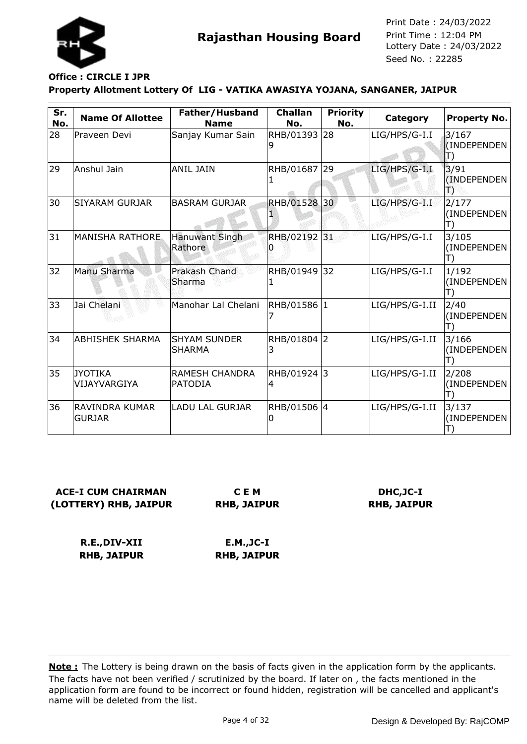# Rajasthan Housing Board

Print Date : 24/03/2022
Print Time : 12:04 PM
Lottery Date : 24/03/2022
Seed No. : 22285

**Office : CIRCLE I JPR**

**Property Allotment Lottery Of LIG - VATIKA AWASIYA YOJANA, SANGANER, JAIPUR**

| Sr. No. | Name Of Allottee | Father/Husband Name | Challan No. | Priority No. | Category | Property No. |
|---|---|---|---|---|---|---|
| 28 | Praveen Devi | Sanjay Kumar Sain | RHB/013939 | 28 | LIG/HPS/G-I.I | 3/167 (INDEPENDENT) |
| 29 | Anshul Jain | ANIL JAIN | RHB/016871 | 29 | LIG/HPS/G-I.I | 3/91 (INDEPENDENT) |
| 30 | SIYARAM GURJAR | BASRAM GURJAR | RHB/015281 | 30 | LIG/HPS/G-I.I | 2/177 (INDEPENDENT) |
| 31 | MANISHA RATHORE | Hanuwant Singh Rathore | RHB/021920 | 31 | LIG/HPS/G-I.I | 3/105 (INDEPENDENT) |
| 32 | Manu Sharma | Prakash Chand Sharma | RHB/019491 | 32 | LIG/HPS/G-I.I | 1/192 (INDEPENDENT) |
| 33 | Jai Chelani | Manohar Lal Chelani | RHB/015867 | 1 | LIG/HPS/G-I.II | 2/40 (INDEPENDENT) |
| 34 | ABHISHEK SHARMA | SHYAM SUNDER SHARMA | RHB/018043 | 2 | LIG/HPS/G-I.II | 3/166 (INDEPENDENT) |
| 35 | JYOTIKA VIJAYVARGIYA | RAMESH CHANDRA PATODIA | RHB/019244 | 3 | LIG/HPS/G-I.II | 2/208 (INDEPENDENT) |
| 36 | RAVINDRA KUMAR GURJAR | LADU LAL GURJAR | RHB/015060 | 4 | LIG/HPS/G-I.II | 3/137 (INDEPENDENT) |

**ACE-I CUM CHAIRMAN (LOTTERY) RHB, JAIPUR**

**C E M RHB, JAIPUR**

**DHC,JC-I RHB, JAIPUR**

**R.E.,DIV-XII RHB, JAIPUR**

**E.M.,JC-I RHB, JAIPUR**

**Note :** The Lottery is being drawn on the basis of facts given in the application form by the applicants. The facts have not been verified / scrutinized by the board. If later on , the facts mentioned in the application form are found to be incorrect or found hidden, registration will be cancelled and applicant's name will be deleted from the list.

Design & Developed By: RajCOMP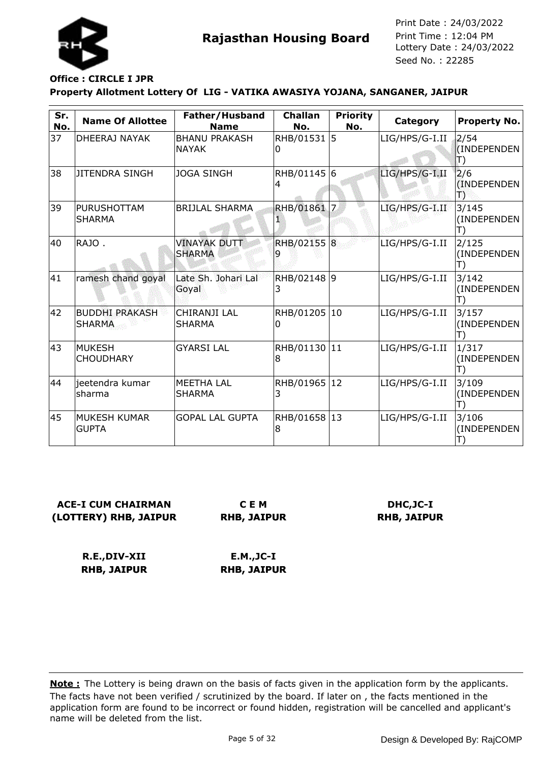**Rajasthan Housing Board**

Print Date : 24/03/2022
Print Time : 12:04 PM
Lottery Date : 24/03/2022
Seed No. : 22285

**Office : CIRCLE I JPR**

**Property Allotment Lottery Of LIG - VATIKA AWASIYA YOJANA, SANGANER, JAIPUR**

| Sr. No. | Name Of Allottee | Father/Husband Name | Challan No. | Priority No. | Category | Property No. |
|---|---|---|---|---|---|---|
| 37 | DHEERAJ NAYAK | BHANU PRAKASH NAYAK | RHB/015310 | 5 | LIG/HPS/G-I.II | 2/54 (INDEPENDENT) |
| 38 | JITENDRA SINGH | JOGA SINGH | RHB/011454 | 6 | LIG/HPS/G-I.II | 2/6 (INDEPENDENT) |
| 39 | PURUSHOTTAM SHARMA | BRIJLAL SHARMA | RHB/018611 | 7 | LIG/HPS/G-I.II | 3/145 (INDEPENDENT) |
| 40 | RAJO . | VINAYAK DUTT SHARMA | RHB/021559 | 8 | LIG/HPS/G-I.II | 2/125 (INDEPENDENT) |
| 41 | ramesh chand goyal | Late Sh. Johari Lal Goyal | RHB/021483 | 9 | LIG/HPS/G-I.II | 3/142 (INDEPENDENT) |
| 42 | BUDDHI PRAKASH SHARMA | CHIRANJI LAL SHARMA | RHB/012050 | 10 | LIG/HPS/G-I.II | 3/157 (INDEPENDENT) |
| 43 | MUKESH CHOUDHARY | GYARSI LAL | RHB/011308 | 11 | LIG/HPS/G-I.II | 1/317 (INDEPENDENT) |
| 44 | jeetendra kumar sharma | MEETHA LAL SHARMA | RHB/019653 | 12 | LIG/HPS/G-I.II | 3/109 (INDEPENDENT) |
| 45 | MUKESH KUMAR GUPTA | GOPAL LAL GUPTA | RHB/016588 | 13 | LIG/HPS/G-I.II | 3/106 (INDEPENDENT) |

**ACE-I CUM CHAIRMAN (LOTTERY) RHB, JAIPUR**

**C E M RHB, JAIPUR**

**DHC,JC-I RHB, JAIPUR**

**R.E.,DIV-XII RHB, JAIPUR**

**E.M.,JC-I RHB, JAIPUR**

**Note :** The Lottery is being drawn on the basis of facts given in the application form by the applicants. The facts have not been verified / scrutinized by the board. If later on , the facts mentioned in the application form are found to be incorrect or found hidden, registration will be cancelled and applicant's name will be deleted from the list.

Design & Developed By: RajCOMP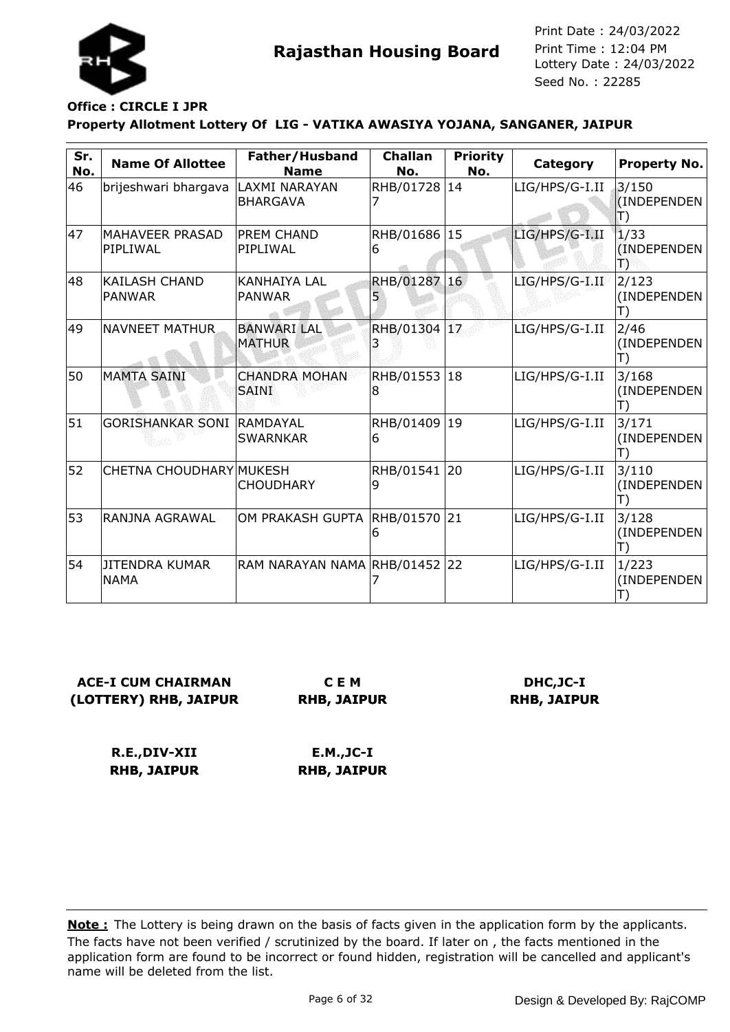# Rajasthan Housing Board

Print Date : 24/03/2022
Print Time : 12:04 PM
Lottery Date : 24/03/2022
Seed No. : 22285

**Office : CIRCLE I JPR**

**Property Allotment Lottery Of LIG - VATIKA AWASIYA YOJANA, SANGANER, JAIPUR**

| Sr. No. | Name Of Allottee | Father/Husband Name | Challan No. | Priority No. | Category | Property No. |
|---|---|---|---|---|---|---|
| 46 | brijeshwari bhargava | LAXMI NARAYAN BHARGAVA | RHB/017287 | 14 | LIG/HPS/G-I.II | 3/150 (INDEPENDENT) |
| 47 | MAHAVEER PRASAD PIPLIWAL | PREM CHAND PIPLIWAL | RHB/016866 | 15 | LIG/HPS/G-I.II | 1/33 (INDEPENDENT) |
| 48 | KAILASH CHAND PANWAR | KANHAIYA LAL PANWAR | RHB/012875 | 16 | LIG/HPS/G-I.II | 2/123 (INDEPENDENT) |
| 49 | NAVNEET MATHUR | BANWARI LAL MATHUR | RHB/013043 | 17 | LIG/HPS/G-I.II | 2/46 (INDEPENDENT) |
| 50 | MAMTA SAINI | CHANDRA MOHAN SAINI | RHB/015538 | 18 | LIG/HPS/G-I.II | 3/168 (INDEPENDENT) |
| 51 | GORISHANKAR SONI | RAMDAYAL SWARNKAR | RHB/014096 | 19 | LIG/HPS/G-I.II | 3/171 (INDEPENDENT) |
| 52 | CHETNA CHOUDHARY | MUKESH CHOUDHARY | RHB/015419 | 20 | LIG/HPS/G-I.II | 3/110 (INDEPENDENT) |
| 53 | RANJNA AGRAWAL | OM PRAKASH GUPTA | RHB/015706 | 21 | LIG/HPS/G-I.II | 3/128 (INDEPENDENT) |
| 54 | JITENDRA KUMAR NAMA | RAM NARAYAN NAMA | RHB/014527 | 22 | LIG/HPS/G-I.II | 1/223 (INDEPENDENT) |

**ACE-I CUM CHAIRMAN (LOTTERY) RHB, JAIPUR**

**C E M RHB, JAIPUR**

**DHC,JC-I RHB, JAIPUR**

**R.E.,DIV-XII RHB, JAIPUR**

**E.M.,JC-I RHB, JAIPUR**

**Note :** The Lottery is being drawn on the basis of facts given in the application form by the applicants. The facts have not been verified / scrutinized by the board. If later on , the facts mentioned in the application form are found to be incorrect or found hidden, registration will be cancelled and applicant's name will be deleted from the list.

Design & Developed By: RajCOMP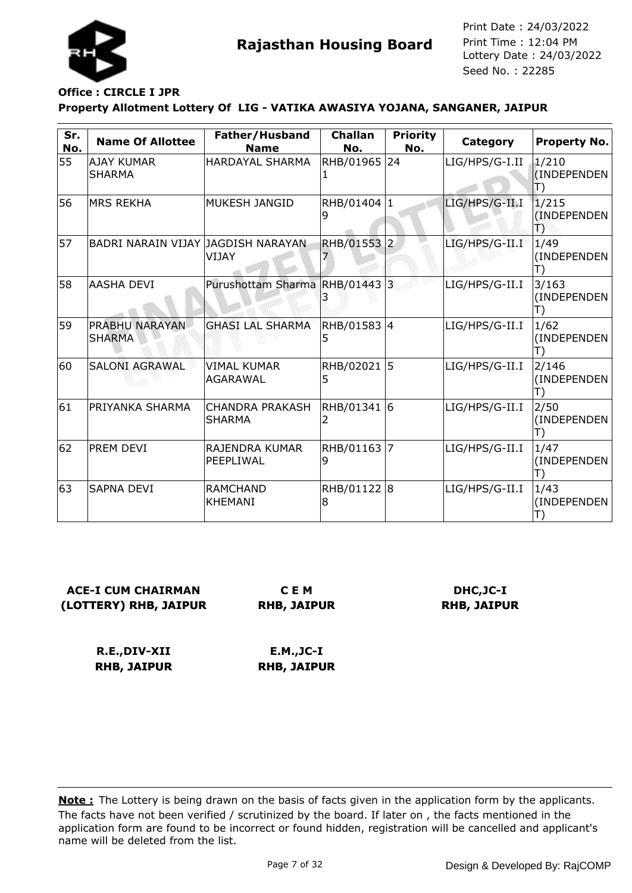**Rajasthan Housing Board**

Print Date : 24/03/2022
Print Time : 12:04 PM
Lottery Date : 24/03/2022
Seed No. : 22285

**Office : CIRCLE I JPR**

**Property Allotment Lottery Of LIG - VATIKA AWASIYA YOJANA, SANGANER, JAIPUR**

| Sr. No. | Name Of Allottee | Father/Husband Name | Challan No. | Priority No. | Category | Property No. |
|---|---|---|---|---|---|---|
| 55 | AJAY KUMAR SHARMA | HARDAYAL SHARMA | RHB/019651 | 24 | LIG/HPS/G-I.II | 1/210 (INDEPENDENT) |
| 56 | MRS REKHA | MUKESH JANGID | RHB/014049 | 1 | LIG/HPS/G-II.I | 1/215 (INDEPENDENT) |
| 57 | BADRI NARAIN VIJAY | JAGDISH NARAYAN VIJAY | RHB/015537 | 2 | LIG/HPS/G-II.I | 1/49 (INDEPENDENT) |
| 58 | AASHA DEVI | Purushottam Sharma | RHB/014433 | 3 | LIG/HPS/G-II.I | 3/163 (INDEPENDENT) |
| 59 | PRABHU NARAYAN SHARMA | GHASI LAL SHARMA | RHB/015835 | 4 | LIG/HPS/G-II.I | 1/62 (INDEPENDENT) |
| 60 | SALONI AGRAWAL | VIMAL KUMAR AGARAWAL | RHB/020215 | 5 | LIG/HPS/G-II.I | 2/146 (INDEPENDENT) |
| 61 | PRIYANKA SHARMA | CHANDRA PRAKASH SHARMA | RHB/013412 | 6 | LIG/HPS/G-II.I | 2/50 (INDEPENDENT) |
| 62 | PREM DEVI | RAJENDRA KUMAR PEEPLIWAL | RHB/011639 | 7 | LIG/HPS/G-II.I | 1/47 (INDEPENDENT) |
| 63 | SAPNA DEVI | RAMCHAND KHEMANI | RHB/011228 | 8 | LIG/HPS/G-II.I | 1/43 (INDEPENDENT) |

**ACE-I CUM CHAIRMAN (LOTTERY) RHB, JAIPUR**

**C E M RHB, JAIPUR**

**DHC,JC-I RHB, JAIPUR**

**R.E.,DIV-XII RHB, JAIPUR**

**E.M.,JC-I RHB, JAIPUR**

**Note :** The Lottery is being drawn on the basis of facts given in the application form by the applicants. The facts have not been verified / scrutinized by the board. If later on , the facts mentioned in the application form are found to be incorrect or found hidden, registration will be cancelled and applicant's name will be deleted from the list.

Design & Developed By: RajCOMP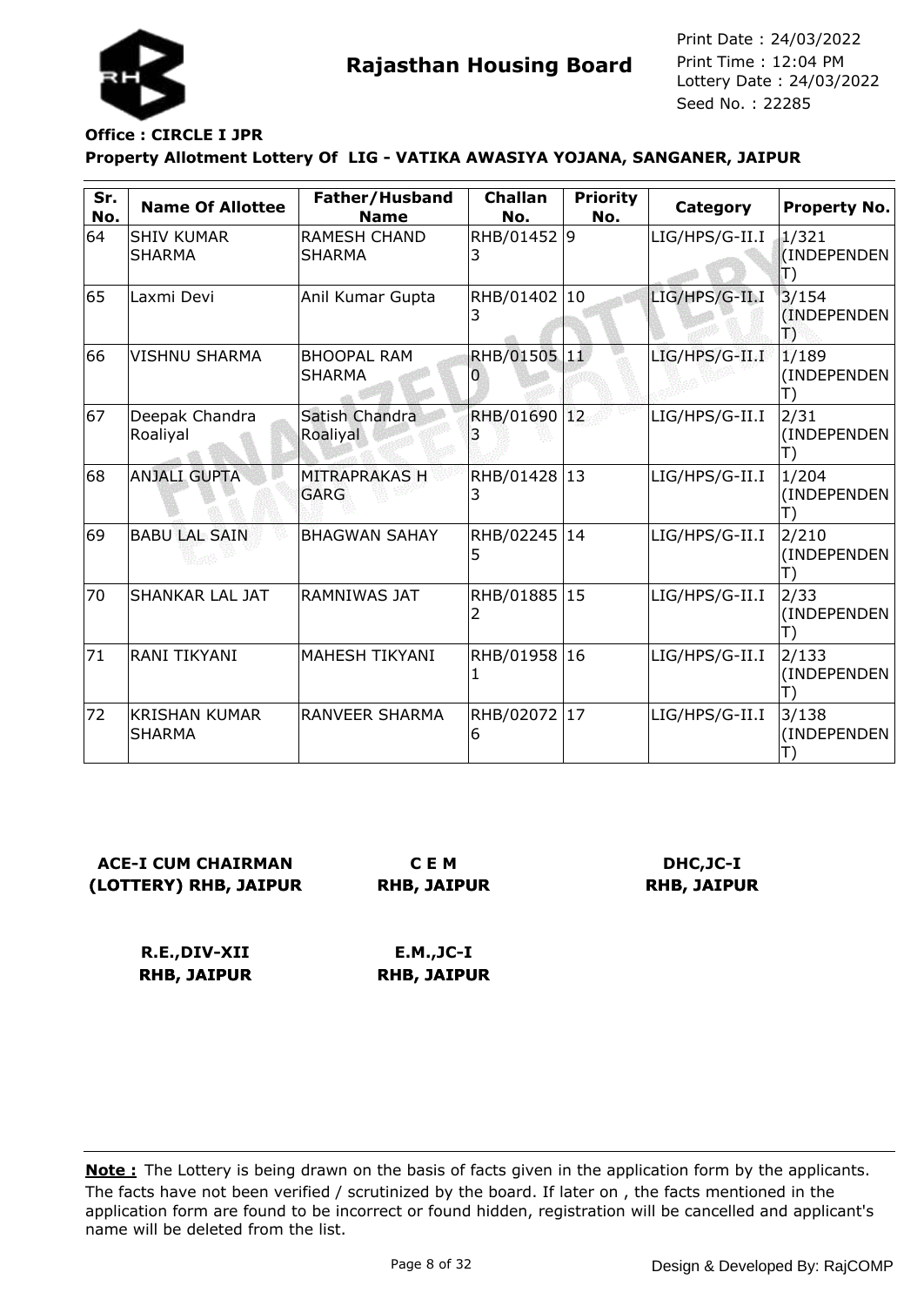**Rajasthan Housing Board**

Print Date : 24/03/2022
Print Time : 12:04 PM
Lottery Date : 24/03/2022
Seed No. : 22285

**Office : CIRCLE I JPR**

**Property Allotment Lottery Of LIG - VATIKA AWASIYA YOJANA, SANGANER, JAIPUR**

| Sr. No. | Name Of Allottee | Father/Husband Name | Challan No. | Priority No. | Category | Property No. |
|---|---|---|---|---|---|---|
| 64 | SHIV KUMAR SHARMA | RAMESH CHAND SHARMA | RHB/014523 | 9 | LIG/HPS/G-II.I | 1/321 (INDEPENDENT) |
| 65 | Laxmi Devi | Anil Kumar Gupta | RHB/014023 | 10 | LIG/HPS/G-II.I | 3/154 (INDEPENDENT) |
| 66 | VISHNU SHARMA | BHOOPAL RAM SHARMA | RHB/015050 | 11 | LIG/HPS/G-II.I | 1/189 (INDEPENDENT) |
| 67 | Deepak Chandra Roaliyal | Satish Chandra Roaliyal | RHB/016903 | 12 | LIG/HPS/G-II.I | 2/31 (INDEPENDENT) |
| 68 | ANJALI GUPTA | MITRAPRAKASH GARG | RHB/014283 | 13 | LIG/HPS/G-II.I | 1/204 (INDEPENDENT) |
| 69 | BABU LAL SAIN | BHAGWAN SAHAY | RHB/022455 | 14 | LIG/HPS/G-II.I | 2/210 (INDEPENDENT) |
| 70 | SHANKAR LAL JAT | RAMNIWAS JAT | RHB/018852 | 15 | LIG/HPS/G-II.I | 2/33 (INDEPENDENT) |
| 71 | RANI TIKYANI | MAHESH TIKYANI | RHB/019581 | 16 | LIG/HPS/G-II.I | 2/133 (INDEPENDENT) |
| 72 | KRISHAN KUMAR SHARMA | RANVEER SHARMA | RHB/020726 | 17 | LIG/HPS/G-II.I | 3/138 (INDEPENDENT) |

**ACE-I CUM CHAIRMAN (LOTTERY) RHB, JAIPUR**

**C E M RHB, JAIPUR**

**DHC,JC-I RHB, JAIPUR**

**R.E.,DIV-XII RHB, JAIPUR**

**E.M.,JC-I RHB, JAIPUR**

**Note :** The Lottery is being drawn on the basis of facts given in the application form by the applicants. The facts have not been verified / scrutinized by the board. If later on , the facts mentioned in the application form are found to be incorrect or found hidden, registration will be cancelled and applicant's name will be deleted from the list.

Design & Developed By: RajCOMP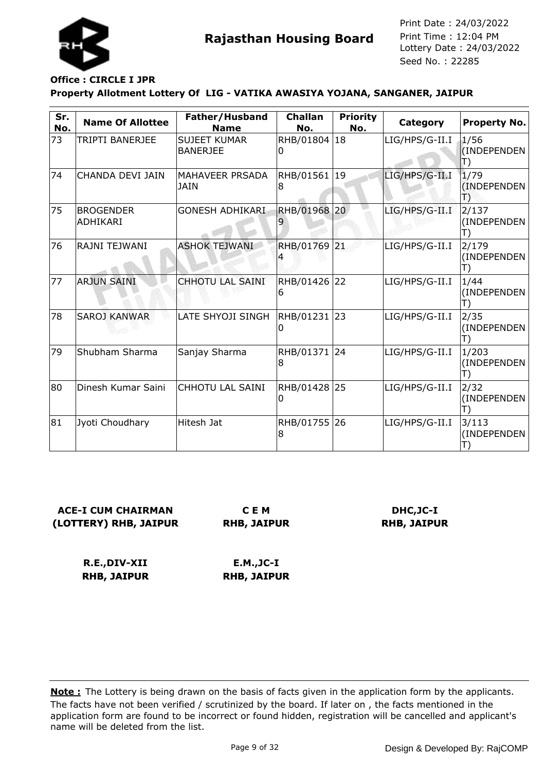**Rajasthan Housing Board**

Print Date : 24/03/2022
Print Time : 12:04 PM
Lottery Date : 24/03/2022
Seed No. : 22285

**Office : CIRCLE I JPR**

**Property Allotment Lottery Of LIG - VATIKA AWASIYA YOJANA, SANGANER, JAIPUR**

| Sr. No. | Name Of Allottee | Father/Husband Name | Challan No. | Priority No. | Category | Property No. |
|---|---|---|---|---|---|---|
| 73 | TRIPTI BANERJEE | SUJEET KUMAR BANERJEE | RHB/018040 | 18 | LIG/HPS/G-II.I | 1/56 (INDEPENDENT) |
| 74 | CHANDA DEVI JAIN | MAHAVEER PRSADA JAIN | RHB/015618 | 19 | LIG/HPS/G-II.I | 1/79 (INDEPENDENT) |
| 75 | BROGENDER ADHIKARI | GONESH ADHIKARI | RHB/019689 | 20 | LIG/HPS/G-II.I | 2/137 (INDEPENDENT) |
| 76 | RAJNI TEJWANI | ASHOK TEJWANI | RHB/017694 | 21 | LIG/HPS/G-II.I | 2/179 (INDEPENDENT) |
| 77 | ARJUN SAINI | CHHOTU LAL SAINI | RHB/014266 | 22 | LIG/HPS/G-II.I | 1/44 (INDEPENDENT) |
| 78 | SAROJ KANWAR | LATE SHYOJI SINGH | RHB/012310 | 23 | LIG/HPS/G-II.I | 2/35 (INDEPENDENT) |
| 79 | Shubham Sharma | Sanjay Sharma | RHB/013718 | 24 | LIG/HPS/G-II.I | 1/203 (INDEPENDENT) |
| 80 | Dinesh Kumar Saini | CHHOTU LAL SAINI | RHB/014280 | 25 | LIG/HPS/G-II.I | 2/32 (INDEPENDENT) |
| 81 | Jyoti Choudhary | Hitesh Jat | RHB/017558 | 26 | LIG/HPS/G-II.I | 3/113 (INDEPENDENT) |

**ACE-I CUM CHAIRMAN (LOTTERY) RHB, JAIPUR**

**C E M RHB, JAIPUR**

**DHC,JC-I RHB, JAIPUR**

**R.E.,DIV-XII RHB, JAIPUR**

**E.M.,JC-I RHB, JAIPUR**

**Note :** The Lottery is being drawn on the basis of facts given in the application form by the applicants. The facts have not been verified / scrutinized by the board. If later on , the facts mentioned in the application form are found to be incorrect or found hidden, registration will be cancelled and applicant's name will be deleted from the list.

Design & Developed By: RajCOMP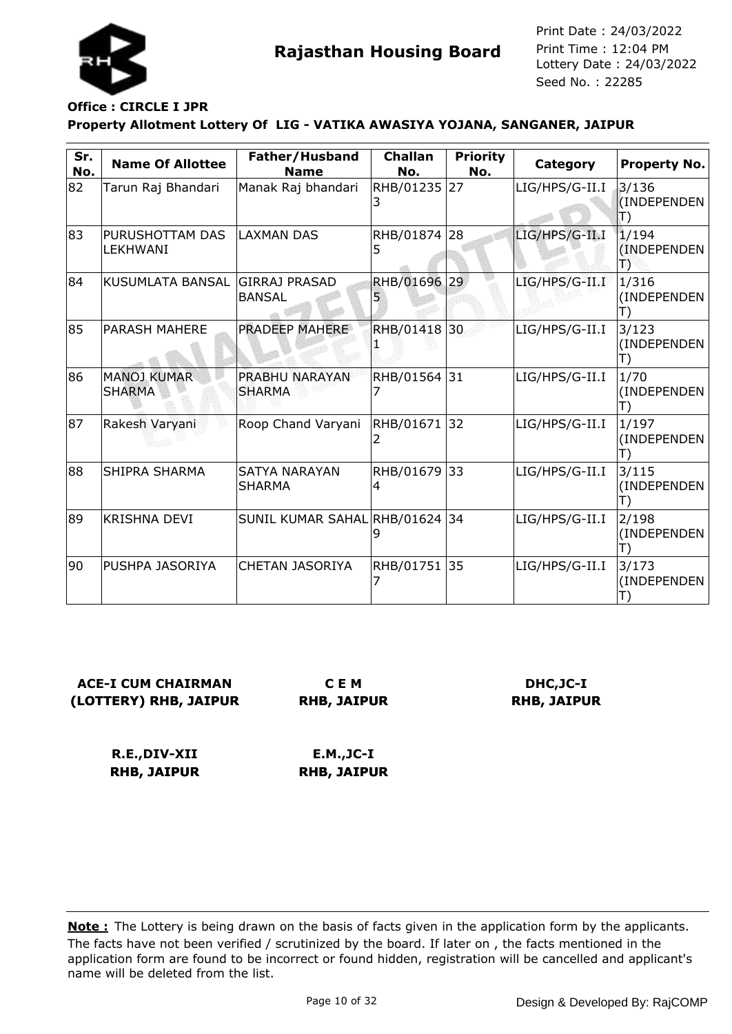**Rajasthan Housing Board**

Print Date : 24/03/2022
Print Time : 12:04 PM
Lottery Date : 24/03/2022
Seed No. : 22285

**Office : CIRCLE I JPR**

**Property Allotment Lottery Of LIG - VATIKA AWASIYA YOJANA, SANGANER, JAIPUR**

| Sr. No. | Name Of Allottee | Father/Husband Name | Challan No. | Priority No. | Category | Property No. |
|---|---|---|---|---|---|---|
| 82 | Tarun Raj Bhandari | Manak Raj bhandari | RHB/012353 | 27 | LIG/HPS/G-II.I | 3/136 (INDEPENDENT) |
| 83 | PURUSHOTTAM DAS LEKHWANI | LAXMAN DAS | RHB/018745 | 28 | LIG/HPS/G-II.I | 1/194 (INDEPENDENT) |
| 84 | KUSUMLATA BANSAL | GIRRAJ PRASAD BANSAL | RHB/016965 | 29 | LIG/HPS/G-II.I | 1/316 (INDEPENDENT) |
| 85 | PARASH MAHERE | PRADEEP MAHERE | RHB/014181 | 30 | LIG/HPS/G-II.I | 3/123 (INDEPENDENT) |
| 86 | MANOJ KUMAR SHARMA | PRABHU NARAYAN SHARMA | RHB/015647 | 31 | LIG/HPS/G-II.I | 1/70 (INDEPENDENT) |
| 87 | Rakesh Varyani | Roop Chand Varyani | RHB/016712 | 32 | LIG/HPS/G-II.I | 1/197 (INDEPENDENT) |
| 88 | SHIPRA SHARMA | SATYA NARAYAN SHARMA | RHB/016794 | 33 | LIG/HPS/G-II.I | 3/115 (INDEPENDENT) |
| 89 | KRISHNA DEVI | SUNIL KUMAR SAHAL | RHB/016249 | 34 | LIG/HPS/G-II.I | 2/198 (INDEPENDENT) |
| 90 | PUSHPA JASORIYA | CHETAN JASORIYA | RHB/017517 | 35 | LIG/HPS/G-II.I | 3/173 (INDEPENDENT) |

**ACE-I CUM CHAIRMAN (LOTTERY) RHB, JAIPUR**

**C E M RHB, JAIPUR**

**DHC,JC-I RHB, JAIPUR**

**R.E.,DIV-XII RHB, JAIPUR**

**E.M.,JC-I RHB, JAIPUR**

**Note :** The Lottery is being drawn on the basis of facts given in the application form by the applicants. The facts have not been verified / scrutinized by the board. If later on , the facts mentioned in the application form are found to be incorrect or found hidden, registration will be cancelled and applicant's name will be deleted from the list.

Design & Developed By: RajCOMP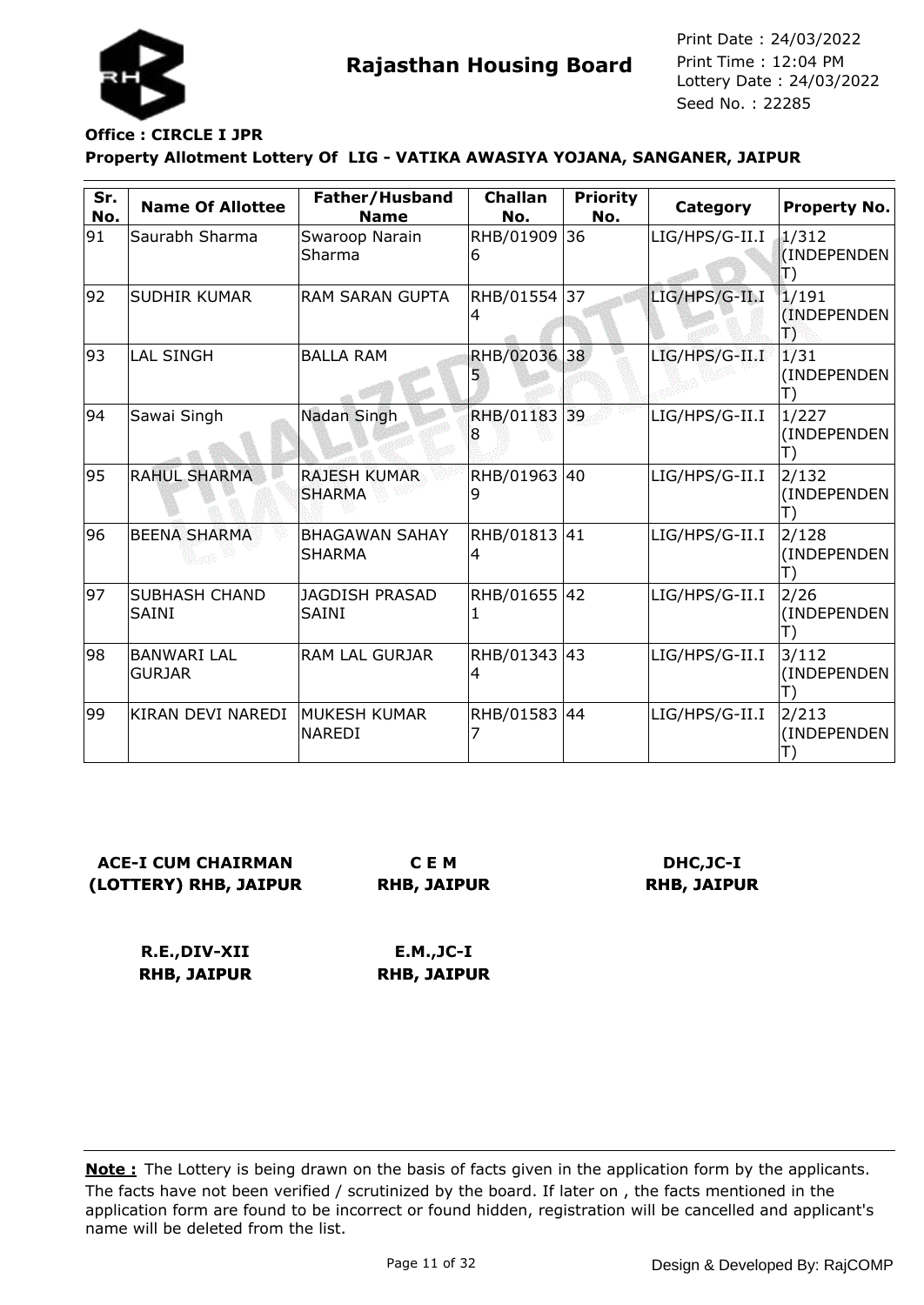Rajasthan Housing Board

Print Date : 24/03/2022
Print Time : 12:04 PM
Lottery Date : 24/03/2022
Seed No. : 22285

**Office : CIRCLE I JPR**

**Property Allotment Lottery Of LIG - VATIKA AWASIYA YOJANA, SANGANER, JAIPUR**

| Sr. No. | Name Of Allottee | Father/Husband Name | Challan No. | Priority No. | Category | Property No. |
|---|---|---|---|---|---|---|
| 91 | Saurabh Sharma | Swaroop Narain Sharma | RHB/019096 | 36 | LIG/HPS/G-II.I | 1/312 (INDEPENDENT) |
| 92 | SUDHIR KUMAR | RAM SARAN GUPTA | RHB/015544 | 37 | LIG/HPS/G-II.I | 1/191 (INDEPENDENT) |
| 93 | LAL SINGH | BALLA RAM | RHB/020365 | 38 | LIG/HPS/G-II.I | 1/31 (INDEPENDENT) |
| 94 | Sawai Singh | Nadan Singh | RHB/011838 | 39 | LIG/HPS/G-II.I | 1/227 (INDEPENDENT) |
| 95 | RAHUL SHARMA | RAJESH KUMAR SHARMA | RHB/019639 | 40 | LIG/HPS/G-II.I | 2/132 (INDEPENDENT) |
| 96 | BEENA SHARMA | BHAGAWAN SAHAY SHARMA | RHB/018134 | 41 | LIG/HPS/G-II.I | 2/128 (INDEPENDENT) |
| 97 | SUBHASH CHAND SAINI | JAGDISH PRASAD SAINI | RHB/016551 | 42 | LIG/HPS/G-II.I | 2/26 (INDEPENDENT) |
| 98 | BANWARI LAL GURJAR | RAM LAL GURJAR | RHB/013434 | 43 | LIG/HPS/G-II.I | 3/112 (INDEPENDENT) |
| 99 | KIRAN DEVI NAREDI | MUKESH KUMAR NAREDI | RHB/015837 | 44 | LIG/HPS/G-II.I | 2/213 (INDEPENDENT) |

**ACE-I CUM CHAIRMAN (LOTTERY) RHB, JAIPUR**

**C E M RHB, JAIPUR**

**DHC,JC-I RHB, JAIPUR**

**R.E.,DIV-XII RHB, JAIPUR**

**E.M.,JC-I RHB, JAIPUR**

**Note :** The Lottery is being drawn on the basis of facts given in the application form by the applicants. The facts have not been verified / scrutinized by the board. If later on , the facts mentioned in the application form are found to be incorrect or found hidden, registration will be cancelled and applicant's name will be deleted from the list.

Design & Developed By: RajCOMP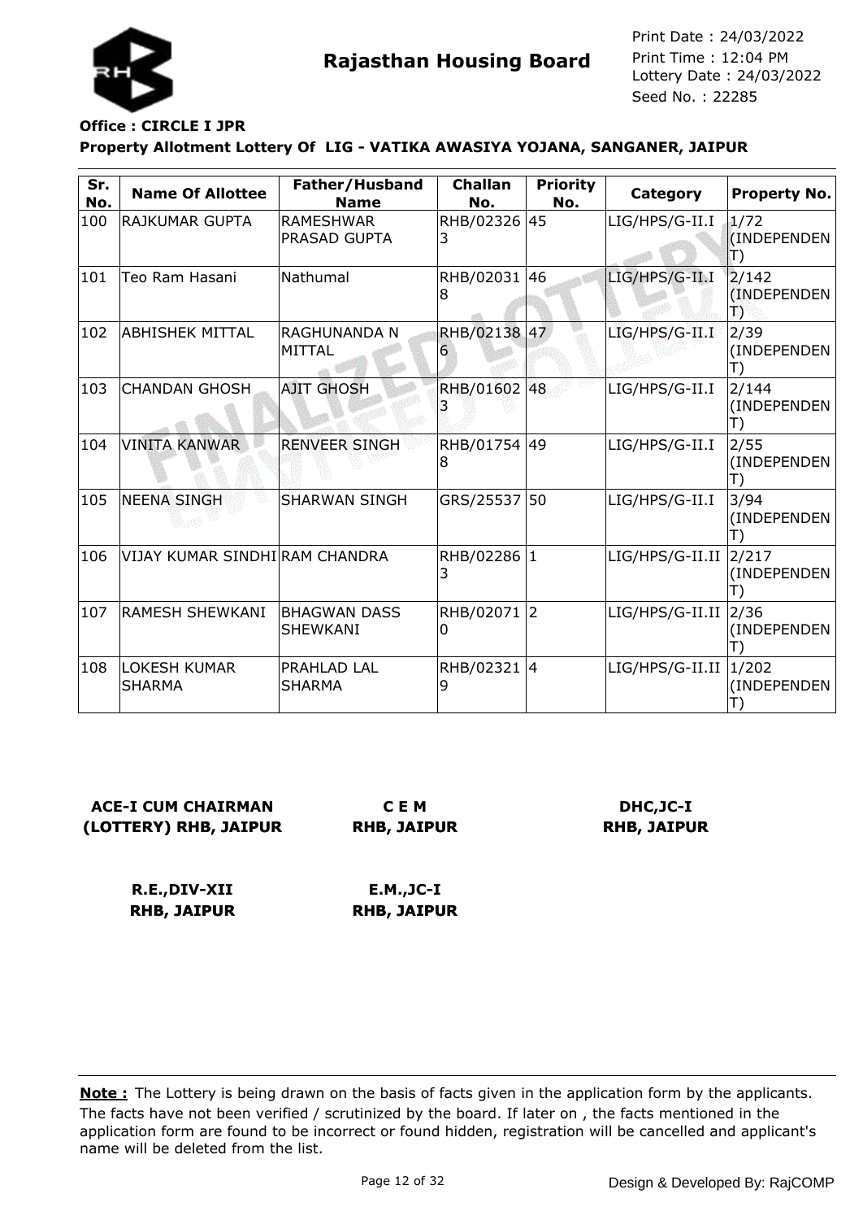**Rajasthan Housing Board**

Print Date : 24/03/2022
Print Time : 12:04 PM
Lottery Date : 24/03/2022
Seed No. : 22285

**Office : CIRCLE I JPR**

**Property Allotment Lottery Of LIG - VATIKA AWASIYA YOJANA, SANGANER, JAIPUR**

| Sr. No. | Name Of Allottee | Father/Husband Name | Challan No. | Priority No. | Category | Property No. |
|---|---|---|---|---|---|---|
| 100 | RAJKUMAR GUPTA | RAMESHWAR PRASAD GUPTA | RHB/023263 | 45 | LIG/HPS/G-II.I | 1/72 (INDEPENDENT) |
| 101 | Teo Ram Hasani | Nathumal | RHB/020318 | 46 | LIG/HPS/G-II.I | 2/142 (INDEPENDENT) |
| 102 | ABHISHEK MITTAL | RAGHUNANDA N MITTAL | RHB/021386 | 47 | LIG/HPS/G-II.I | 2/39 (INDEPENDENT) |
| 103 | CHANDAN GHOSH | AJIT GHOSH | RHB/016023 | 48 | LIG/HPS/G-II.I | 2/144 (INDEPENDENT) |
| 104 | VINITA KANWAR | RENVEER SINGH | RHB/017548 | 49 | LIG/HPS/G-II.I | 2/55 (INDEPENDENT) |
| 105 | NEENA SINGH | SHARWAN SINGH | GRS/25537 | 50 | LIG/HPS/G-II.I | 3/94 (INDEPENDENT) |
| 106 | VIJAY KUMAR SINDHI | RAM CHANDRA | RHB/022863 | 1 | LIG/HPS/G-II.II | 2/217 (INDEPENDENT) |
| 107 | RAMESH SHEWKANI | BHAGWAN DASS SHEWKANI | RHB/020710 | 2 | LIG/HPS/G-II.II | 2/36 (INDEPENDENT) |
| 108 | LOKESH KUMAR SHARMA | PRAHLAD LAL SHARMA | RHB/023219 | 4 | LIG/HPS/G-II.II | 1/202 (INDEPENDENT) |

**ACE-I CUM CHAIRMAN (LOTTERY) RHB, JAIPUR**

**C E M RHB, JAIPUR**

**DHC,JC-I RHB, JAIPUR**

**R.E.,DIV-XII RHB, JAIPUR**

**E.M.,JC-I RHB, JAIPUR**

**Note :** The Lottery is being drawn on the basis of facts given in the application form by the applicants. The facts have not been verified / scrutinized by the board. If later on , the facts mentioned in the application form are found to be incorrect or found hidden, registration will be cancelled and applicant's name will be deleted from the list.

Design & Developed By: RajCOMP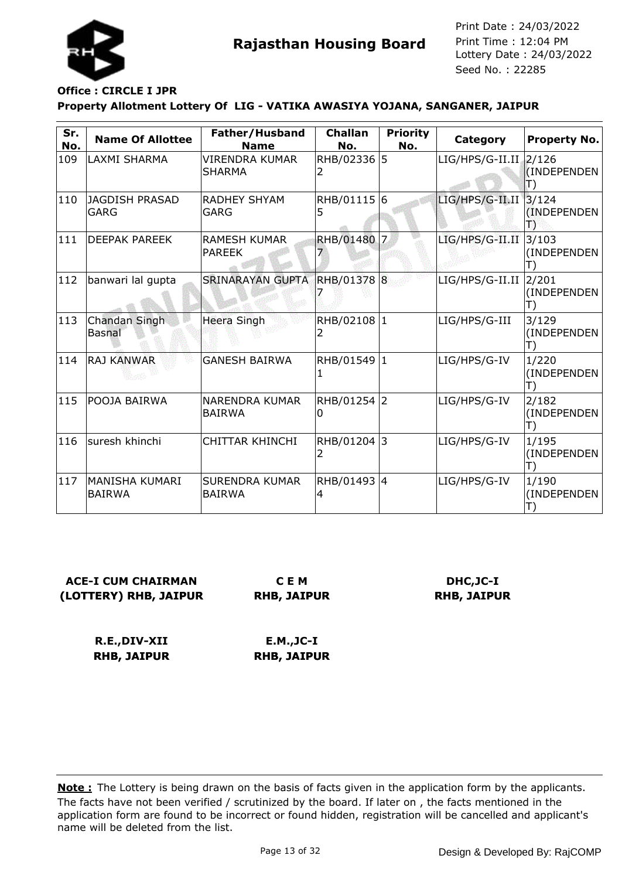# Rajasthan Housing Board

Print Date : 24/03/2022
Print Time : 12:04 PM
Lottery Date : 24/03/2022
Seed No. : 22285

**Office : CIRCLE I JPR**

**Property Allotment Lottery Of LIG - VATIKA AWASIYA YOJANA, SANGANER, JAIPUR**

| Sr. No. | Name Of Allottee | Father/Husband Name | Challan No. | Priority No. | Category | Property No. |
|---|---|---|---|---|---|---|
| 109 | LAXMI SHARMA | VIRENDRA KUMAR SHARMA | RHB/023362 | 5 | LIG/HPS/G-II.II | 2/126 (INDEPENDENT) |
| 110 | JAGDISH PRASAD GARG | RADHEY SHYAM GARG | RHB/011155 | 6 | LIG/HPS/G-II.II | 3/124 (INDEPENDENT) |
| 111 | DEEPAK PAREEK | RAMESH KUMAR PAREEK | RHB/014807 | 7 | LIG/HPS/G-II.II | 3/103 (INDEPENDENT) |
| 112 | banwari lal gupta | SRINARAYAN GUPTA | RHB/013787 | 8 | LIG/HPS/G-II.II | 2/201 (INDEPENDENT) |
| 113 | Chandan Singh Basnal | Heera Singh | RHB/021082 | 1 | LIG/HPS/G-III | 3/129 (INDEPENDENT) |
| 114 | RAJ KANWAR | GANESH BAIRWA | RHB/015491 | 1 | LIG/HPS/G-IV | 1/220 (INDEPENDENT) |
| 115 | POOJA BAIRWA | NARENDRA KUMAR BAIRWA | RHB/012540 | 2 | LIG/HPS/G-IV | 2/182 (INDEPENDENT) |
| 116 | suresh khinchi | CHITTAR KHINCHI | RHB/012042 | 3 | LIG/HPS/G-IV | 1/195 (INDEPENDENT) |
| 117 | MANISHA KUMARI BAIRWA | SURENDRA KUMAR BAIRWA | RHB/014934 | 4 | LIG/HPS/G-IV | 1/190 (INDEPENDENT) |

**ACE-I CUM CHAIRMAN (LOTTERY) RHB, JAIPUR**

**C E M RHB, JAIPUR**

**DHC,JC-I RHB, JAIPUR**

**R.E.,DIV-XII RHB, JAIPUR**

**E.M.,JC-I RHB, JAIPUR**

**Note :** The Lottery is being drawn on the basis of facts given in the application form by the applicants. The facts have not been verified / scrutinized by the board. If later on , the facts mentioned in the application form are found to be incorrect or found hidden, registration will be cancelled and applicant's name will be deleted from the list.

Design & Developed By: RajCOMP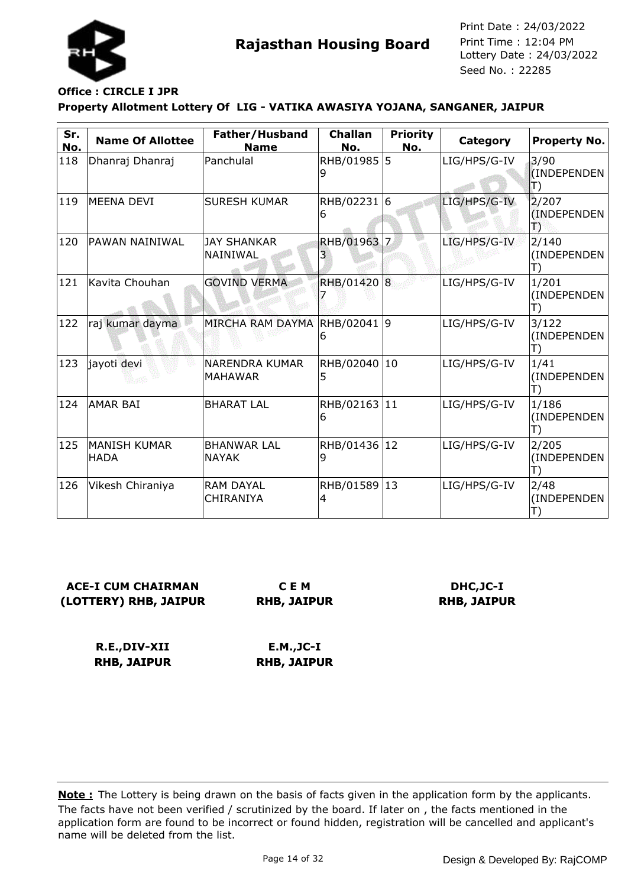# Rajasthan Housing Board

Print Date : 24/03/2022
Print Time : 12:04 PM
Lottery Date : 24/03/2022
Seed No. : 22285

**Office : CIRCLE I JPR**

**Property Allotment Lottery Of LIG - VATIKA AWASIYA YOJANA, SANGANER, JAIPUR**

| Sr. No. | Name Of Allottee | Father/Husband Name | Challan No. | Priority No. | Category | Property No. |
|---|---|---|---|---|---|---|
| 118 | Dhanraj Dhanraj | Panchulal | RHB/019859 | 5 | LIG/HPS/G-IV | 3/90 (INDEPENDENT) |
| 119 | MEENA DEVI | SURESH KUMAR | RHB/022316 | 6 | LIG/HPS/G-IV | 2/207 (INDEPENDENT) |
| 120 | PAWAN NAINIWAL | JAY SHANKAR NAINIWAL | RHB/019633 | 7 | LIG/HPS/G-IV | 2/140 (INDEPENDENT) |
| 121 | Kavita Chouhan | GOVIND VERMA | RHB/014207 | 8 | LIG/HPS/G-IV | 1/201 (INDEPENDENT) |
| 122 | raj kumar dayma | MIRCHA RAM DAYMA | RHB/020416 | 9 | LIG/HPS/G-IV | 3/122 (INDEPENDENT) |
| 123 | jayoti devi | NARENDRA KUMAR MAHAWAR | RHB/020405 | 10 | LIG/HPS/G-IV | 1/41 (INDEPENDENT) |
| 124 | AMAR BAI | BHARAT LAL | RHB/021636 | 11 | LIG/HPS/G-IV | 1/186 (INDEPENDENT) |
| 125 | MANISH KUMAR HADA | BHANWAR LAL NAYAK | RHB/014369 | 12 | LIG/HPS/G-IV | 2/205 (INDEPENDENT) |
| 126 | Vikesh Chiraniya | RAM DAYAL CHIRANIYA | RHB/015894 | 13 | LIG/HPS/G-IV | 2/48 (INDEPENDENT) |

**ACE-I CUM CHAIRMAN (LOTTERY) RHB, JAIPUR**

**C E M RHB, JAIPUR**

**DHC,JC-I RHB, JAIPUR**

**R.E.,DIV-XII RHB, JAIPUR**

**E.M.,JC-I RHB, JAIPUR**

**Note :** The Lottery is being drawn on the basis of facts given in the application form by the applicants. The facts have not been verified / scrutinized by the board. If later on , the facts mentioned in the application form are found to be incorrect or found hidden, registration will be cancelled and applicant's name will be deleted from the list.

Design & Developed By: RajCOMP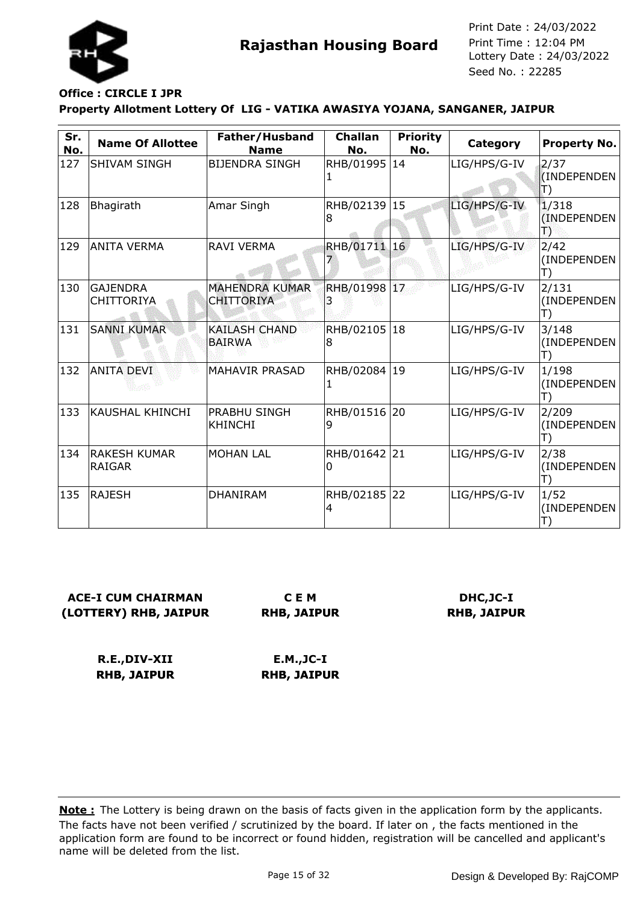**Rajasthan Housing Board**

Print Date : 24/03/2022
Print Time : 12:04 PM
Lottery Date : 24/03/2022
Seed No. : 22285

**Office : CIRCLE I JPR**

**Property Allotment Lottery Of LIG - VATIKA AWASIYA YOJANA, SANGANER, JAIPUR**

| Sr. No. | Name Of Allottee | Father/Husband Name | Challan No. | Priority No. | Category | Property No. |
|---|---|---|---|---|---|---|
| 127 | SHIVAM SINGH | BIJENDRA SINGH | RHB/019951 | 14 | LIG/HPS/G-IV | 2/37 (INDEPENDENT) |
| 128 | Bhagirath | Amar Singh | RHB/021398 | 15 | LIG/HPS/G-IV | 1/318 (INDEPENDENT) |
| 129 | ANITA VERMA | RAVI VERMA | RHB/017117 | 16 | LIG/HPS/G-IV | 2/42 (INDEPENDENT) |
| 130 | GAJENDRA CHITTORIYA | MAHENDRA KUMAR CHITTORIYA | RHB/019983 | 17 | LIG/HPS/G-IV | 2/131 (INDEPENDENT) |
| 131 | SANNI KUMAR | KAILASH CHAND BAIRWA | RHB/021058 | 18 | LIG/HPS/G-IV | 3/148 (INDEPENDENT) |
| 132 | ANITA DEVI | MAHAVIR PRASAD | RHB/020841 | 19 | LIG/HPS/G-IV | 1/198 (INDEPENDENT) |
| 133 | KAUSHAL KHINCHI | PRABHU SINGH KHINCHI | RHB/015169 | 20 | LIG/HPS/G-IV | 2/209 (INDEPENDENT) |
| 134 | RAKESH KUMAR RAIGAR | MOHAN LAL | RHB/016420 | 21 | LIG/HPS/G-IV | 2/38 (INDEPENDENT) |
| 135 | RAJESH | DHANIRAM | RHB/021854 | 22 | LIG/HPS/G-IV | 1/52 (INDEPENDENT) |

**ACE-I CUM CHAIRMAN (LOTTERY) RHB, JAIPUR**

**C E M RHB, JAIPUR**

**DHC,JC-I RHB, JAIPUR**

**R.E.,DIV-XII RHB, JAIPUR**

**E.M.,JC-I RHB, JAIPUR**

**Note :** The Lottery is being drawn on the basis of facts given in the application form by the applicants. The facts have not been verified / scrutinized by the board. If later on , the facts mentioned in the application form are found to be incorrect or found hidden, registration will be cancelled and applicant's name will be deleted from the list.

Design & Developed By: RajCOMP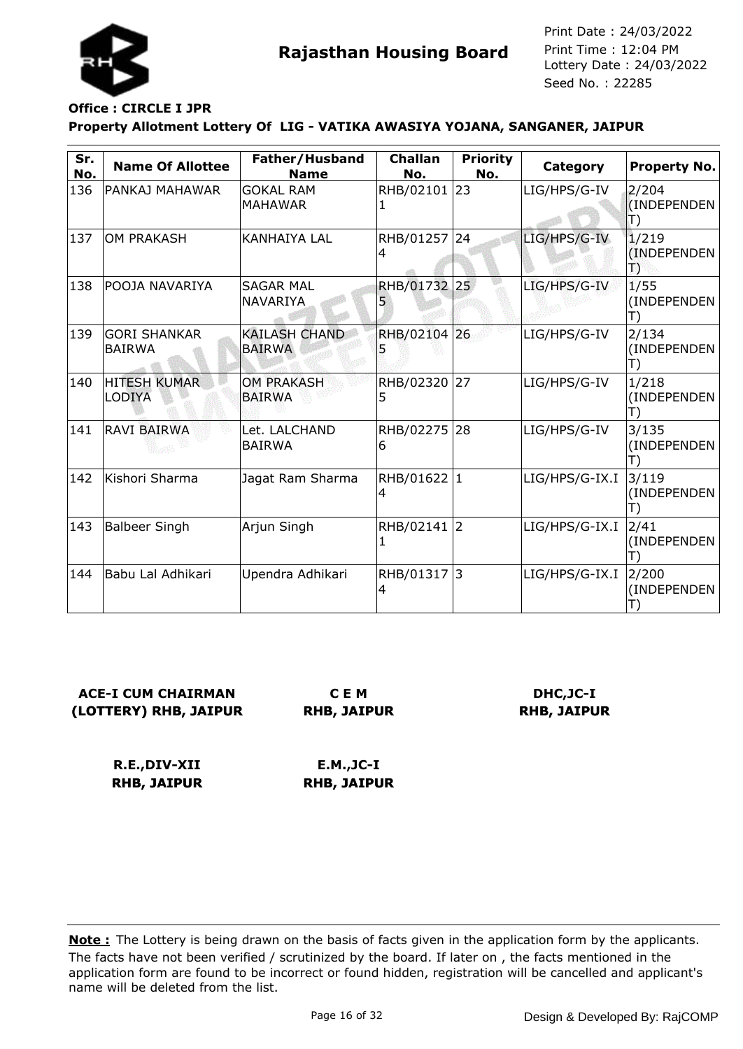**Rajasthan Housing Board**

Print Date : 24/03/2022
Print Time : 12:04 PM
Lottery Date : 24/03/2022
Seed No. : 22285

**Office : CIRCLE I JPR**

**Property Allotment Lottery Of LIG - VATIKA AWASIYA YOJANA, SANGANER, JAIPUR**

| Sr. No. | Name Of Allottee | Father/Husband Name | Challan No. | Priority No. | Category | Property No. |
|---|---|---|---|---|---|---|
| 136 | PANKAJ MAHAWAR | GOKAL RAM MAHAWAR | RHB/021011 | 23 | LIG/HPS/G-IV | 2/204 (INDEPENDENT) |
| 137 | OM PRAKASH | KANHAIYA LAL | RHB/012574 | 24 | LIG/HPS/G-IV | 1/219 (INDEPENDENT) |
| 138 | POOJA NAVARIYA | SAGAR MAL NAVARIYA | RHB/017325 | 25 | LIG/HPS/G-IV | 1/55 (INDEPENDENT) |
| 139 | GORI SHANKAR BAIRWA | KAILASH CHAND BAIRWA | RHB/021045 | 26 | LIG/HPS/G-IV | 2/134 (INDEPENDENT) |
| 140 | HITESH KUMAR LODIYA | OM PRAKASH BAIRWA | RHB/023205 | 27 | LIG/HPS/G-IV | 1/218 (INDEPENDENT) |
| 141 | RAVI BAIRWA | Let. LALCHAND BAIRWA | RHB/022756 | 28 | LIG/HPS/G-IV | 3/135 (INDEPENDENT) |
| 142 | Kishori Sharma | Jagat Ram Sharma | RHB/016224 | 1 | LIG/HPS/G-IX.I | 3/119 (INDEPENDENT) |
| 143 | Balbeer Singh | Arjun Singh | RHB/021411 | 2 | LIG/HPS/G-IX.I | 2/41 (INDEPENDENT) |
| 144 | Babu Lal Adhikari | Upendra Adhikari | RHB/013174 | 3 | LIG/HPS/G-IX.I | 2/200 (INDEPENDENT) |

**ACE-I CUM CHAIRMAN (LOTTERY) RHB, JAIPUR**

**C E M RHB, JAIPUR**

**DHC,JC-I RHB, JAIPUR**

**R.E.,DIV-XII RHB, JAIPUR**

**E.M.,JC-I RHB, JAIPUR**

**Note :** The Lottery is being drawn on the basis of facts given in the application form by the applicants. The facts have not been verified / scrutinized by the board. If later on , the facts mentioned in the application form are found to be incorrect or found hidden, registration will be cancelled and applicant's name will be deleted from the list.

Design & Developed By: RajCOMP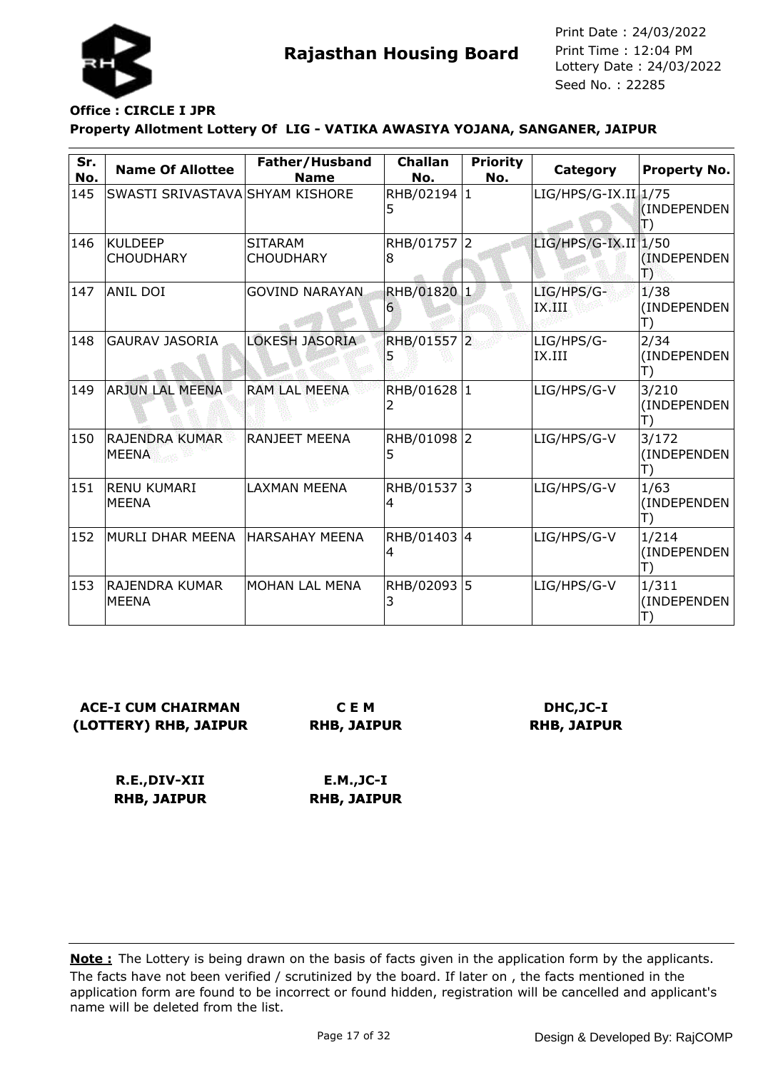**Rajasthan Housing Board**

Print Date : 24/03/2022
Print Time : 12:04 PM
Lottery Date : 24/03/2022
Seed No. : 22285

**Office : CIRCLE I JPR**

**Property Allotment Lottery Of LIG - VATIKA AWASIYA YOJANA, SANGANER, JAIPUR**

| Sr. No. | Name Of Allottee | Father/Husband Name | Challan No. | Priority No. | Category | Property No. |
|---|---|---|---|---|---|---|
| 145 | SWASTI SRIVASTAVA | SHYAM KISHORE | RHB/021945 | 1 | LIG/HPS/G-IX.II | 1/75 (INDEPENDENT) |
| 146 | KULDEEP CHOUDHARY | SITARAM CHOUDHARY | RHB/017578 | 2 | LIG/HPS/G-IX.II | 1/50 (INDEPENDENT) |
| 147 | ANIL DOI | GOVIND NARAYAN | RHB/018206 | 1 | LIG/HPS/G-IX.III | 1/38 (INDEPENDENT) |
| 148 | GAURAV JASORIA | LOKESH JASORIA | RHB/015575 | 2 | LIG/HPS/G-IX.III | 2/34 (INDEPENDENT) |
| 149 | ARJUN LAL MEENA | RAM LAL MEENA | RHB/016282 | 1 | LIG/HPS/G-V | 3/210 (INDEPENDENT) |
| 150 | RAJENDRA KUMAR MEENA | RANJEET MEENA | RHB/010985 | 2 | LIG/HPS/G-V | 3/172 (INDEPENDENT) |
| 151 | RENU KUMARI MEENA | LAXMAN MEENA | RHB/015374 | 3 | LIG/HPS/G-V | 1/63 (INDEPENDENT) |
| 152 | MURLI DHAR MEENA | HARSAHAY MEENA | RHB/014034 | 4 | LIG/HPS/G-V | 1/214 (INDEPENDENT) |
| 153 | RAJENDRA KUMAR MEENA | MOHAN LAL MENA | RHB/020933 | 5 | LIG/HPS/G-V | 1/311 (INDEPENDENT) |

**ACE-I CUM CHAIRMAN (LOTTERY) RHB, JAIPUR**

**C E M RHB, JAIPUR**

**DHC,JC-I RHB, JAIPUR**

**R.E.,DIV-XII RHB, JAIPUR**

**E.M.,JC-I RHB, JAIPUR**

**Note :** The Lottery is being drawn on the basis of facts given in the application form by the applicants. The facts have not been verified / scrutinized by the board. If later on , the facts mentioned in the application form are found to be incorrect or found hidden, registration will be cancelled and applicant's name will be deleted from the list.

Design & Developed By: RajCOMP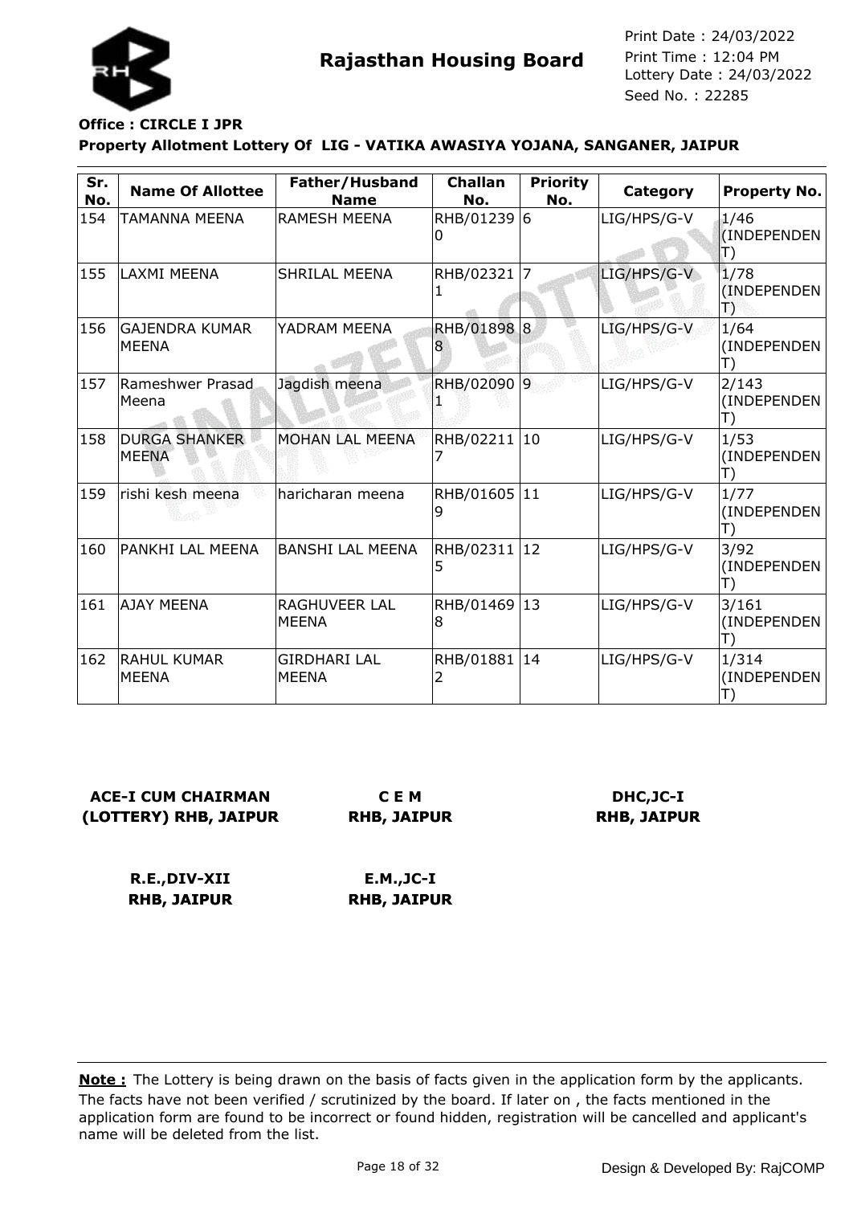**Rajasthan Housing Board**

Print Date : 24/03/2022
Print Time : 12:04 PM
Lottery Date : 24/03/2022
Seed No. : 22285

**Office : CIRCLE I JPR**

**Property Allotment Lottery Of LIG - VATIKA AWASIYA YOJANA, SANGANER, JAIPUR**

| Sr. No. | Name Of Allottee | Father/Husband Name | Challan No. | Priority No. | Category | Property No. |
|---|---|---|---|---|---|---|
| 154 | TAMANNA MEENA | RAMESH MEENA | RHB/012390 | 6 | LIG/HPS/G-V | 1/46 (INDEPENDENT) |
| 155 | LAXMI MEENA | SHRILAL MEENA | RHB/023211 | 7 | LIG/HPS/G-V | 1/78 (INDEPENDENT) |
| 156 | GAJENDRA KUMAR MEENA | YADRAM MEENA | RHB/018988 | 8 | LIG/HPS/G-V | 1/64 (INDEPENDENT) |
| 157 | Rameshwer Prasad Meena | Jagdish meena | RHB/020901 | 9 | LIG/HPS/G-V | 2/143 (INDEPENDENT) |
| 158 | DURGA SHANKER MEENA | MOHAN LAL MEENA | RHB/022117 | 10 | LIG/HPS/G-V | 1/53 (INDEPENDENT) |
| 159 | rishi kesh meena | haricharan meena | RHB/016059 | 11 | LIG/HPS/G-V | 1/77 (INDEPENDENT) |
| 160 | PANKHI LAL MEENA | BANSHI LAL MEENA | RHB/023115 | 12 | LIG/HPS/G-V | 3/92 (INDEPENDENT) |
| 161 | AJAY MEENA | RAGHUVEER LAL MEENA | RHB/014698 | 13 | LIG/HPS/G-V | 3/161 (INDEPENDENT) |
| 162 | RAHUL KUMAR MEENA | GIRDHARI LAL MEENA | RHB/018812 | 14 | LIG/HPS/G-V | 1/314 (INDEPENDENT) |

**ACE-I CUM CHAIRMAN (LOTTERY) RHB, JAIPUR**

**C E M RHB, JAIPUR**

**DHC,JC-I RHB, JAIPUR**

**R.E.,DIV-XII RHB, JAIPUR**

**E.M.,JC-I RHB, JAIPUR**

**Note :** The Lottery is being drawn on the basis of facts given in the application form by the applicants. The facts have not been verified / scrutinized by the board. If later on , the facts mentioned in the application form are found to be incorrect or found hidden, registration will be cancelled and applicant's name will be deleted from the list.

Design & Developed By: RajCOMP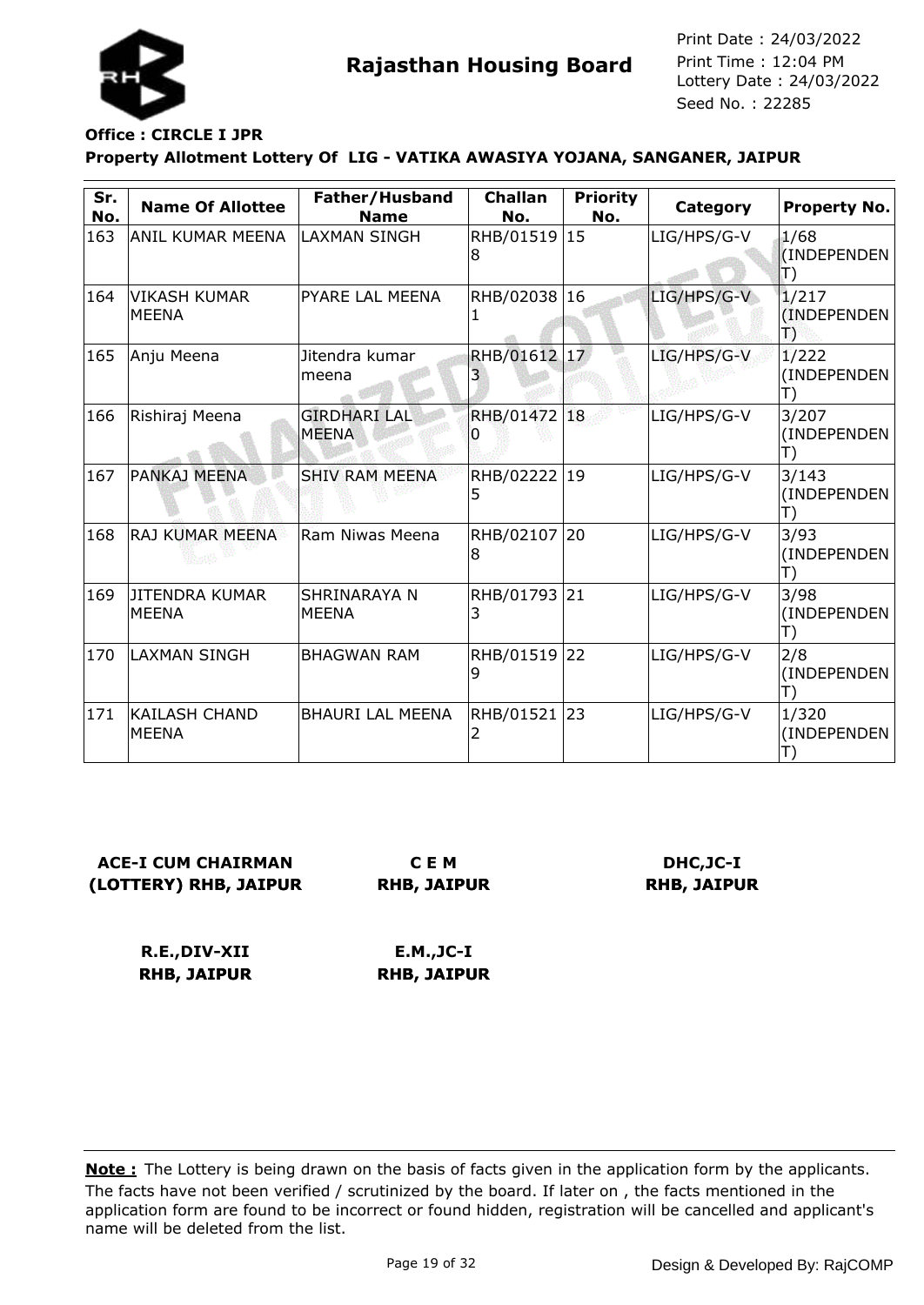**Rajasthan Housing Board**

Print Date : 24/03/2022
Print Time : 12:04 PM
Lottery Date : 24/03/2022
Seed No. : 22285

**Office : CIRCLE I JPR**

**Property Allotment Lottery Of LIG - VATIKA AWASIYA YOJANA, SANGANER, JAIPUR**

| Sr. No. | Name Of Allottee | Father/Husband Name | Challan No. | Priority No. | Category | Property No. |
|---|---|---|---|---|---|---|
| 163 | ANIL KUMAR MEENA | LAXMAN SINGH | RHB/015198 | 15 | LIG/HPS/G-V | 1/68 (INDEPENDENT) |
| 164 | VIKASH KUMAR MEENA | PYARE LAL MEENA | RHB/020381 | 16 | LIG/HPS/G-V | 1/217 (INDEPENDENT) |
| 165 | Anju Meena | Jitendra kumar meena | RHB/016123 | 17 | LIG/HPS/G-V | 1/222 (INDEPENDENT) |
| 166 | Rishiraj Meena | GIRDHARI LAL MEENA | RHB/014720 | 18 | LIG/HPS/G-V | 3/207 (INDEPENDENT) |
| 167 | PANKAJ MEENA | SHIV RAM MEENA | RHB/022225 | 19 | LIG/HPS/G-V | 3/143 (INDEPENDENT) |
| 168 | RAJ KUMAR MEENA | Ram Niwas Meena | RHB/021078 | 20 | LIG/HPS/G-V | 3/93 (INDEPENDENT) |
| 169 | JITENDRA KUMAR MEENA | SHRINARAYA N MEENA | RHB/017933 | 21 | LIG/HPS/G-V | 3/98 (INDEPENDENT) |
| 170 | LAXMAN SINGH | BHAGWAN RAM | RHB/015199 | 22 | LIG/HPS/G-V | 2/8 (INDEPENDENT) |
| 171 | KAILASH CHAND MEENA | BHAURI LAL MEENA | RHB/015212 | 23 | LIG/HPS/G-V | 1/320 (INDEPENDENT) |

**ACE-I CUM CHAIRMAN (LOTTERY) RHB, JAIPUR**

**C E M RHB, JAIPUR**

**DHC,JC-I RHB, JAIPUR**

**R.E.,DIV-XII RHB, JAIPUR**

**E.M.,JC-I RHB, JAIPUR**

**Note :** The Lottery is being drawn on the basis of facts given in the application form by the applicants. The facts have not been verified / scrutinized by the board. If later on , the facts mentioned in the application form are found to be incorrect or found hidden, registration will be cancelled and applicant's name will be deleted from the list.

Design & Developed By: RajCOMP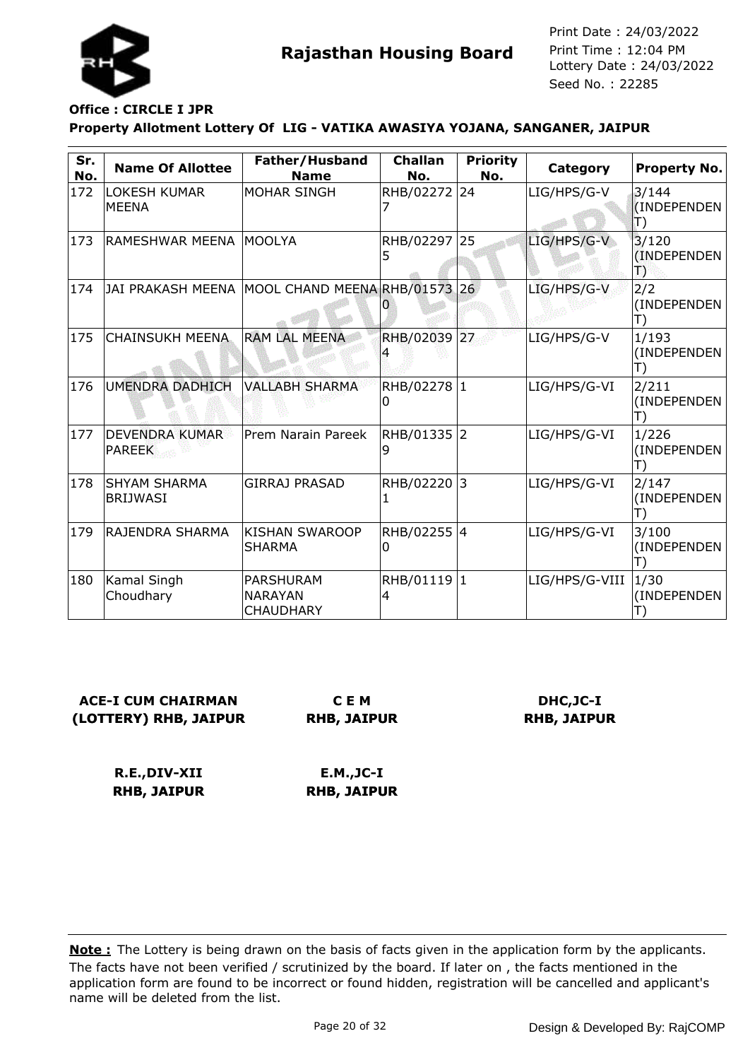# Rajasthan Housing Board

Print Date : 24/03/2022
Print Time : 12:04 PM
Lottery Date : 24/03/2022
Seed No. : 22285

**Office : CIRCLE I JPR**

**Property Allotment Lottery Of LIG - VATIKA AWASIYA YOJANA, SANGANER, JAIPUR**

| Sr. No. | Name Of Allottee | Father/Husband Name | Challan No. | Priority No. | Category | Property No. |
|---|---|---|---|---|---|---|
| 172 | LOKESH KUMAR MEENA | MOHAR SINGH | RHB/022727 | 24 | LIG/HPS/G-V | 3/144 (INDEPENDENT) |
| 173 | RAMESHWAR MEENA | MOOLYA | RHB/022975 | 25 | LIG/HPS/G-V | 3/120 (INDEPENDENT) |
| 174 | JAI PRAKASH MEENA | MOOL CHAND MEENA | RHB/015730 | 26 | LIG/HPS/G-V | 2/2 (INDEPENDENT) |
| 175 | CHAINSUKH MEENA | RAM LAL MEENA | RHB/020394 | 27 | LIG/HPS/G-V | 1/193 (INDEPENDENT) |
| 176 | UMENDRA DADHICH | VALLABH SHARMA | RHB/022780 | 1 | LIG/HPS/G-VI | 2/211 (INDEPENDENT) |
| 177 | DEVENDRA KUMAR PAREEK | Prem Narain Pareek | RHB/013359 | 2 | LIG/HPS/G-VI | 1/226 (INDEPENDENT) |
| 178 | SHYAM SHARMA BRIJWASI | GIRRAJ PRASAD | RHB/022201 | 3 | LIG/HPS/G-VI | 2/147 (INDEPENDENT) |
| 179 | RAJENDRA SHARMA | KISHAN SWAROOP SHARMA | RHB/022550 | 4 | LIG/HPS/G-VI | 3/100 (INDEPENDENT) |
| 180 | Kamal Singh Choudhary | PARSHURAM NARAYAN CHAUDHARY | RHB/011194 | 1 | LIG/HPS/G-VIII | 1/30 (INDEPENDENT) |

**ACE-I CUM CHAIRMAN (LOTTERY) RHB, JAIPUR**

**C E M RHB, JAIPUR**

**DHC,JC-I RHB, JAIPUR**

**R.E.,DIV-XII RHB, JAIPUR**

**E.M.,JC-I RHB, JAIPUR**

**Note :** The Lottery is being drawn on the basis of facts given in the application form by the applicants. The facts have not been verified / scrutinized by the board. If later on , the facts mentioned in the application form are found to be incorrect or found hidden, registration will be cancelled and applicant's name will be deleted from the list.

Design & Developed By: RajCOMP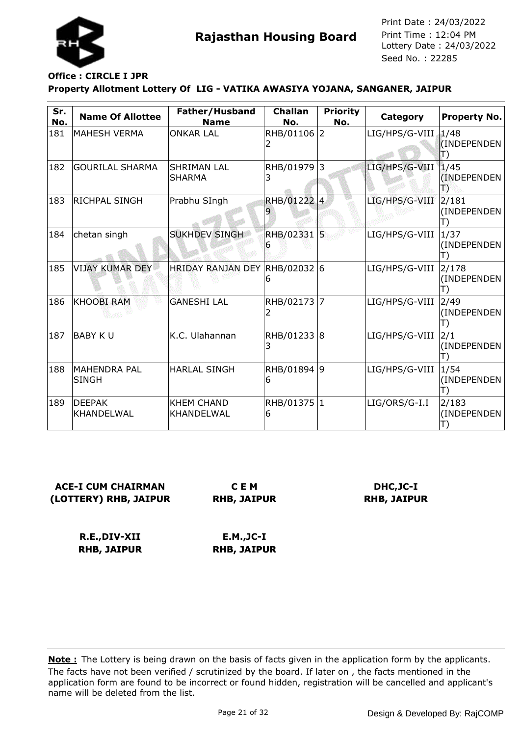**Rajasthan Housing Board**

Print Date : 24/03/2022
Print Time : 12:04 PM
Lottery Date : 24/03/2022
Seed No. : 22285

**Office : CIRCLE I JPR**

**Property Allotment Lottery Of LIG - VATIKA AWASIYA YOJANA, SANGANER, JAIPUR**

| Sr. No. | Name Of Allottee | Father/Husband Name | Challan No. | Priority No. | Category | Property No. |
|---|---|---|---|---|---|---|
| 181 | MAHESH VERMA | ONKAR LAL | RHB/011062 | 2 | LIG/HPS/G-VIII | 1/48 (INDEPENDENT) |
| 182 | GOURILAL SHARMA | SHRIMAN LAL SHARMA | RHB/019793 | 3 | LIG/HPS/G-VIII | 1/45 (INDEPENDENT) |
| 183 | RICHPAL SINGH | Prabhu SIngh | RHB/012229 | 4 | LIG/HPS/G-VIII | 2/181 (INDEPENDENT) |
| 184 | chetan singh | SUKHDEV SINGH | RHB/023316 | 5 | LIG/HPS/G-VIII | 1/37 (INDEPENDENT) |
| 185 | VIJAY KUMAR DEY | HRIDAY RANJAN DEY | RHB/020326 | 6 | LIG/HPS/G-VIII | 2/178 (INDEPENDENT) |
| 186 | KHOOBI RAM | GANESHI LAL | RHB/021732 | 7 | LIG/HPS/G-VIII | 2/49 (INDEPENDENT) |
| 187 | BABY K U | K.C. Ulahannan | RHB/012333 | 8 | LIG/HPS/G-VIII | 2/1 (INDEPENDENT) |
| 188 | MAHENDRA PAL SINGH | HARLAL SINGH | RHB/018946 | 9 | LIG/HPS/G-VIII | 1/54 (INDEPENDENT) |
| 189 | DEEPAK KHANDELWAL | KHEM CHAND KHANDELWAL | RHB/013756 | 1 | LIG/ORS/G-I.I | 2/183 (INDEPENDENT) |

**ACE-I CUM CHAIRMAN (LOTTERY) RHB, JAIPUR**

**C E M RHB, JAIPUR**

**DHC,JC-I RHB, JAIPUR**

**R.E.,DIV-XII RHB, JAIPUR**

**E.M.,JC-I RHB, JAIPUR**

**Note :** The Lottery is being drawn on the basis of facts given in the application form by the applicants. The facts have not been verified / scrutinized by the board. If later on , the facts mentioned in the application form are found to be incorrect or found hidden, registration will be cancelled and applicant's name will be deleted from the list.

Design & Developed By: RajCOMP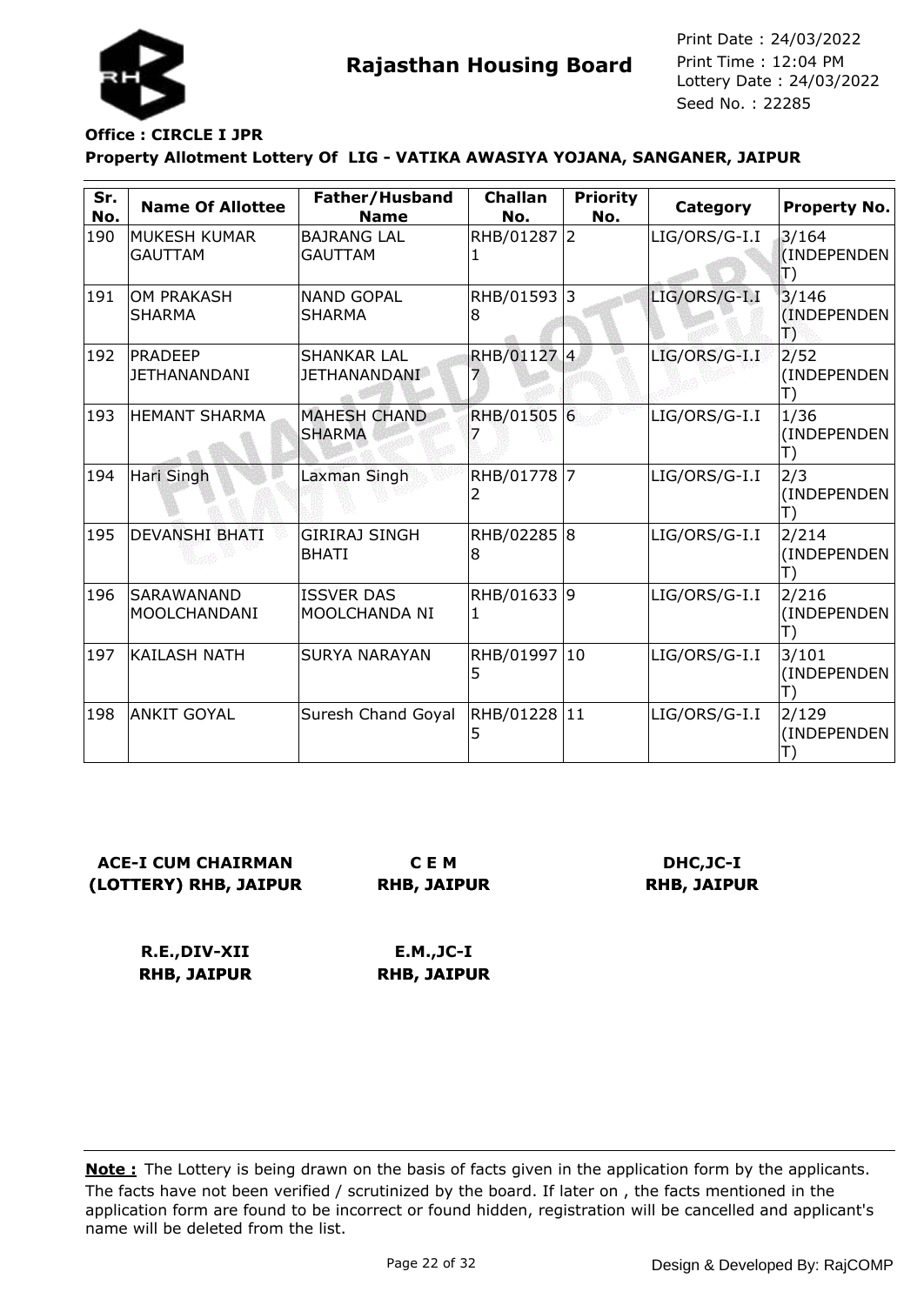# Rajasthan Housing Board

Print Date : 24/03/2022
Print Time : 12:04 PM
Lottery Date : 24/03/2022
Seed No. : 22285

**Office : CIRCLE I JPR**

**Property Allotment Lottery Of LIG - VATIKA AWASIYA YOJANA, SANGANER, JAIPUR**

| Sr. No. | Name Of Allottee | Father/Husband Name | Challan No. | Priority No. | Category | Property No. |
|---|---|---|---|---|---|---|
| 190 | MUKESH KUMAR GAUTTAM | BAJRANG LAL GAUTTAM | RHB/012871 | 2 | LIG/ORS/G-I.I | 3/164 (INDEPENDENT) |
| 191 | OM PRAKASH SHARMA | NAND GOPAL SHARMA | RHB/015938 | 3 | LIG/ORS/G-I.I | 3/146 (INDEPENDENT) |
| 192 | PRADEEP JETHANANDANI | SHANKAR LAL JETHANANDANI | RHB/011277 | 4 | LIG/ORS/G-I.I | 2/52 (INDEPENDENT) |
| 193 | HEMANT SHARMA | MAHESH CHAND SHARMA | RHB/015057 | 6 | LIG/ORS/G-I.I | 1/36 (INDEPENDENT) |
| 194 | Hari Singh | Laxman Singh | RHB/017782 | 7 | LIG/ORS/G-I.I | 2/3 (INDEPENDENT) |
| 195 | DEVANSHI BHATI | GIRIRAJ SINGH BHATI | RHB/022858 | 8 | LIG/ORS/G-I.I | 2/214 (INDEPENDENT) |
| 196 | SARAWANAND MOOLCHANDANI | ISSVER DAS MOOLCHANDA NI | RHB/016331 | 9 | LIG/ORS/G-I.I | 2/216 (INDEPENDENT) |
| 197 | KAILASH NATH | SURYA NARAYAN | RHB/019975 | 10 | LIG/ORS/G-I.I | 3/101 (INDEPENDENT) |
| 198 | ANKIT GOYAL | Suresh Chand Goyal | RHB/012285 | 11 | LIG/ORS/G-I.I | 2/129 (INDEPENDENT) |

**ACE-I CUM CHAIRMAN (LOTTERY) RHB, JAIPUR**

**C E M RHB, JAIPUR**

**DHC,JC-I RHB, JAIPUR**

**R.E.,DIV-XII RHB, JAIPUR**

**E.M.,JC-I RHB, JAIPUR**

**Note :** The Lottery is being drawn on the basis of facts given in the application form by the applicants. The facts have not been verified / scrutinized by the board. If later on , the facts mentioned in the application form are found to be incorrect or found hidden, registration will be cancelled and applicant's name will be deleted from the list.

Design & Developed By: RajCOMP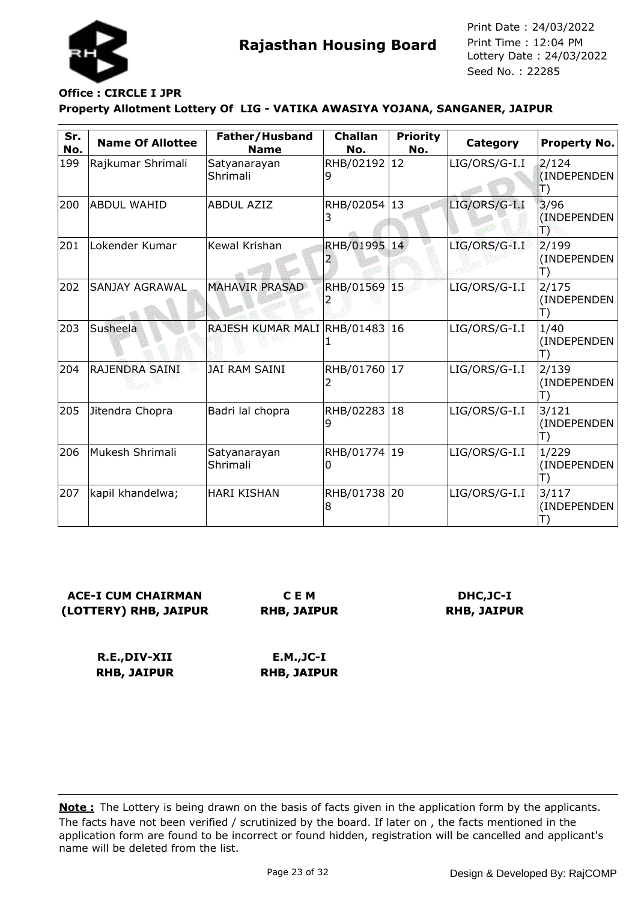Rajasthan Housing Board

Print Date : 24/03/2022
Print Time : 12:04 PM
Lottery Date : 24/03/2022
Seed No. : 22285

**Office : CIRCLE I JPR**

**Property Allotment Lottery Of LIG - VATIKA AWASIYA YOJANA, SANGANER, JAIPUR**

| Sr. No. | Name Of Allottee | Father/Husband Name | Challan No. | Priority No. | Category | Property No. |
|---|---|---|---|---|---|---|
| 199 | Rajkumar Shrimali | Satyanarayan Shrimali | RHB/021929 | 12 | LIG/ORS/G-I.I | 2/124 (INDEPENDENT) |
| 200 | ABDUL WAHID | ABDUL AZIZ | RHB/020543 | 13 | LIG/ORS/G-I.I | 3/96 (INDEPENDENT) |
| 201 | Lokender Kumar | Kewal Krishan | RHB/019952 | 14 | LIG/ORS/G-I.I | 2/199 (INDEPENDENT) |
| 202 | SANJAY AGRAWAL | MAHAVIR PRASAD | RHB/015692 | 15 | LIG/ORS/G-I.I | 2/175 (INDEPENDENT) |
| 203 | Susheela | RAJESH KUMAR MALI | RHB/014831 | 16 | LIG/ORS/G-I.I | 1/40 (INDEPENDENT) |
| 204 | RAJENDRA SAINI | JAI RAM SAINI | RHB/017602 | 17 | LIG/ORS/G-I.I | 2/139 (INDEPENDENT) |
| 205 | Jitendra Chopra | Badri lal chopra | RHB/022839 | 18 | LIG/ORS/G-I.I | 3/121 (INDEPENDENT) |
| 206 | Mukesh Shrimali | Satyanarayan Shrimali | RHB/017740 | 19 | LIG/ORS/G-I.I | 1/229 (INDEPENDENT) |
| 207 | kapil khandelwa; | HARI KISHAN | RHB/017388 | 20 | LIG/ORS/G-I.I | 3/117 (INDEPENDENT) |

**ACE-I CUM CHAIRMAN (LOTTERY) RHB, JAIPUR**

**C E M RHB, JAIPUR**

**DHC,JC-I RHB, JAIPUR**

**R.E.,DIV-XII RHB, JAIPUR**

**E.M.,JC-I RHB, JAIPUR**

**Note :** The Lottery is being drawn on the basis of facts given in the application form by the applicants. The facts have not been verified / scrutinized by the board. If later on , the facts mentioned in the application form are found to be incorrect or found hidden, registration will be cancelled and applicant's name will be deleted from the list.

Design & Developed By: RajCOMP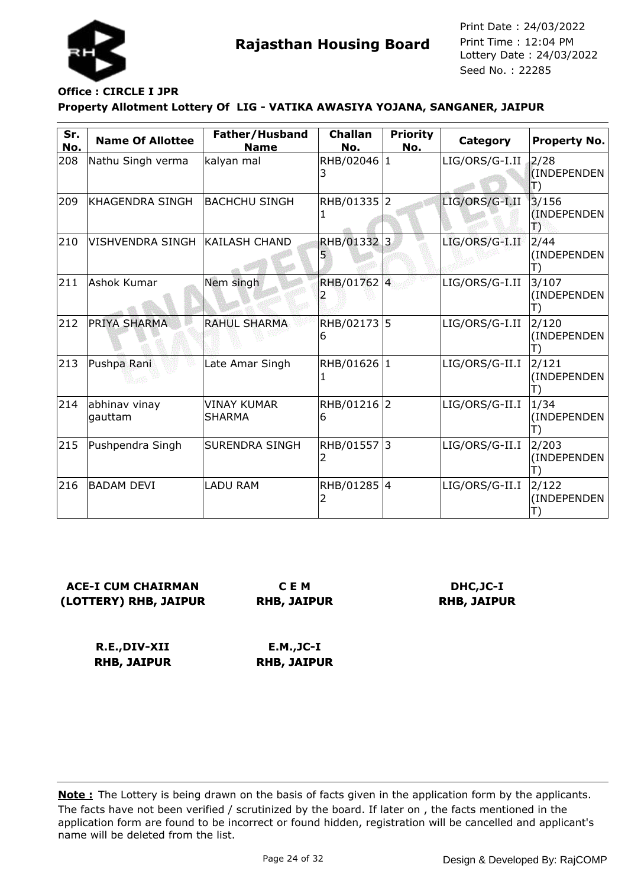**Rajasthan Housing Board**

Print Date : 24/03/2022
Print Time : 12:04 PM
Lottery Date : 24/03/2022
Seed No. : 22285

**Office : CIRCLE I JPR**

**Property Allotment Lottery Of LIG - VATIKA AWASIYA YOJANA, SANGANER, JAIPUR**

| Sr. No. | Name Of Allottee | Father/Husband Name | Challan No. | Priority No. | Category | Property No. |
|---|---|---|---|---|---|---|
| 208 | Nathu Singh verma | kalyan mal | RHB/020463 | 1 | LIG/ORS/G-I.II | 2/28 (INDEPENDENT) |
| 209 | KHAGENDRA SINGH | BACHCHU SINGH | RHB/013351 | 2 | LIG/ORS/G-I.II | 3/156 (INDEPENDENT) |
| 210 | VISHVENDRA SINGH | KAILASH CHAND | RHB/013325 | 3 | LIG/ORS/G-I.II | 2/44 (INDEPENDENT) |
| 211 | Ashok Kumar | Nem singh | RHB/017622 | 4 | LIG/ORS/G-I.II | 3/107 (INDEPENDENT) |
| 212 | PRIYA SHARMA | RAHUL SHARMA | RHB/021736 | 5 | LIG/ORS/G-I.II | 2/120 (INDEPENDENT) |
| 213 | Pushpa Rani | Late Amar Singh | RHB/016261 | 1 | LIG/ORS/G-II.I | 2/121 (INDEPENDENT) |
| 214 | abhinav vinay gauttam | VINAY KUMAR SHARMA | RHB/012166 | 2 | LIG/ORS/G-II.I | 1/34 (INDEPENDENT) |
| 215 | Pushpendra Singh | SURENDRA SINGH | RHB/015572 | 3 | LIG/ORS/G-II.I | 2/203 (INDEPENDENT) |
| 216 | BADAM DEVI | LADU RAM | RHB/012852 | 4 | LIG/ORS/G-II.I | 2/122 (INDEPENDENT) |

**ACE-I CUM CHAIRMAN (LOTTERY) RHB, JAIPUR**

**C E M RHB, JAIPUR**

**DHC,JC-I RHB, JAIPUR**

**R.E.,DIV-XII RHB, JAIPUR**

**E.M.,JC-I RHB, JAIPUR**

**Note :** The Lottery is being drawn on the basis of facts given in the application form by the applicants. The facts have not been verified / scrutinized by the board. If later on , the facts mentioned in the application form are found to be incorrect or found hidden, registration will be cancelled and applicant's name will be deleted from the list.

Design & Developed By: RajCOMP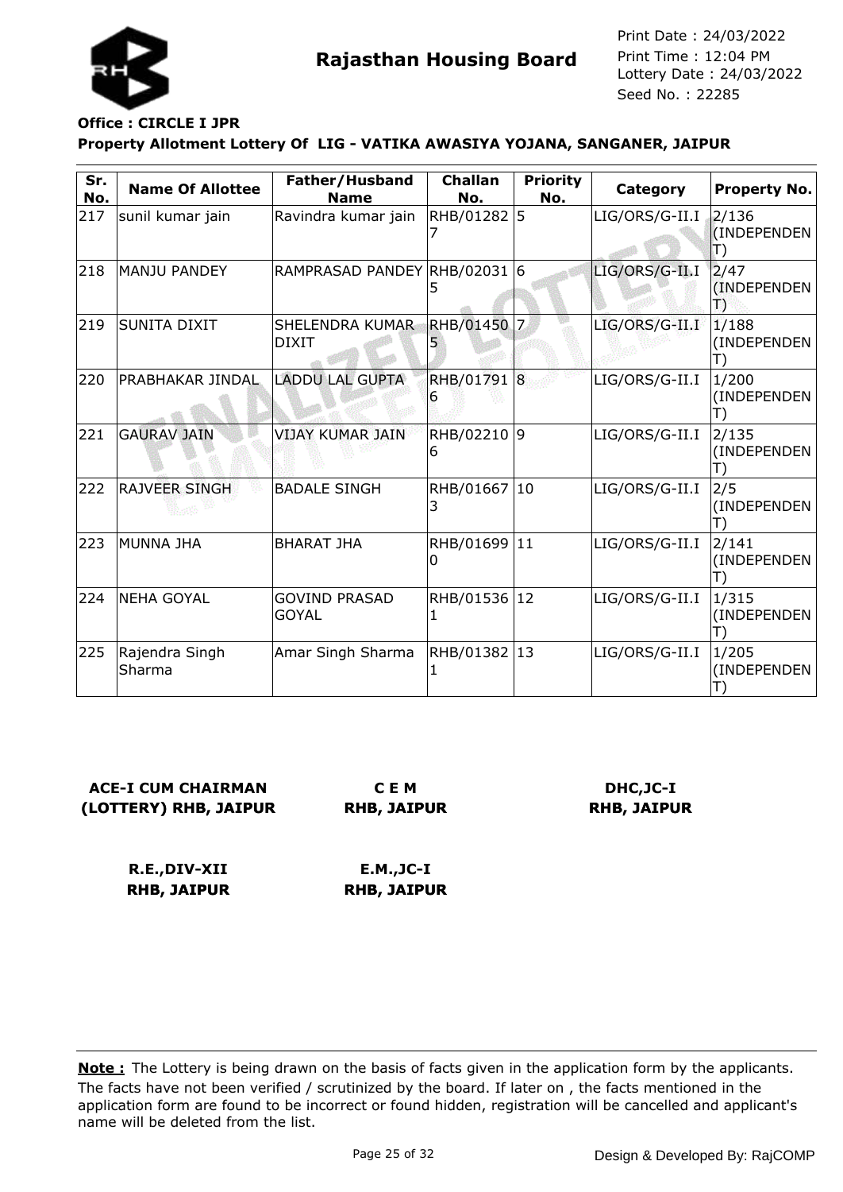**Rajasthan Housing Board**

Print Date : 24/03/2022
Print Time : 12:04 PM
Lottery Date : 24/03/2022
Seed No. : 22285

**Office : CIRCLE I JPR**

**Property Allotment Lottery Of LIG - VATIKA AWASIYA YOJANA, SANGANER, JAIPUR**

| Sr. No. | Name Of Allottee | Father/Husband Name | Challan No. | Priority No. | Category | Property No. |
|---|---|---|---|---|---|---|
| 217 | sunil kumar jain | Ravindra kumar jain | RHB/012827 | 5 | LIG/ORS/G-II.I | 2/136 (INDEPENDENT) |
| 218 | MANJU PANDEY | RAMPRASAD PANDEY | RHB/020315 | 6 | LIG/ORS/G-II.I | 2/47 (INDEPENDENT) |
| 219 | SUNITA DIXIT | SHELENDRA KUMAR DIXIT | RHB/014505 | 7 | LIG/ORS/G-II.I | 1/188 (INDEPENDENT) |
| 220 | PRABHAKAR JINDAL | LADDU LAL GUPTA | RHB/017916 | 8 | LIG/ORS/G-II.I | 1/200 (INDEPENDENT) |
| 221 | GAURAV JAIN | VIJAY KUMAR JAIN | RHB/022106 | 9 | LIG/ORS/G-II.I | 2/135 (INDEPENDENT) |
| 222 | RAJVEER SINGH | BADALE SINGH | RHB/016673 | 10 | LIG/ORS/G-II.I | 2/5 (INDEPENDENT) |
| 223 | MUNNA JHA | BHARAT JHA | RHB/016990 | 11 | LIG/ORS/G-II.I | 2/141 (INDEPENDENT) |
| 224 | NEHA GOYAL | GOVIND PRASAD GOYAL | RHB/015361 | 12 | LIG/ORS/G-II.I | 1/315 (INDEPENDENT) |
| 225 | Rajendra Singh Sharma | Amar Singh Sharma | RHB/013821 | 13 | LIG/ORS/G-II.I | 1/205 (INDEPENDENT) |

**ACE-I CUM CHAIRMAN (LOTTERY) RHB, JAIPUR**

**C E M RHB, JAIPUR**

**DHC,JC-I RHB, JAIPUR**

**R.E.,DIV-XII RHB, JAIPUR**

**E.M.,JC-I RHB, JAIPUR**

**Note :** The Lottery is being drawn on the basis of facts given in the application form by the applicants. The facts have not been verified / scrutinized by the board. If later on , the facts mentioned in the application form are found to be incorrect or found hidden, registration will be cancelled and applicant's name will be deleted from the list.

Design & Developed By: RajCOMP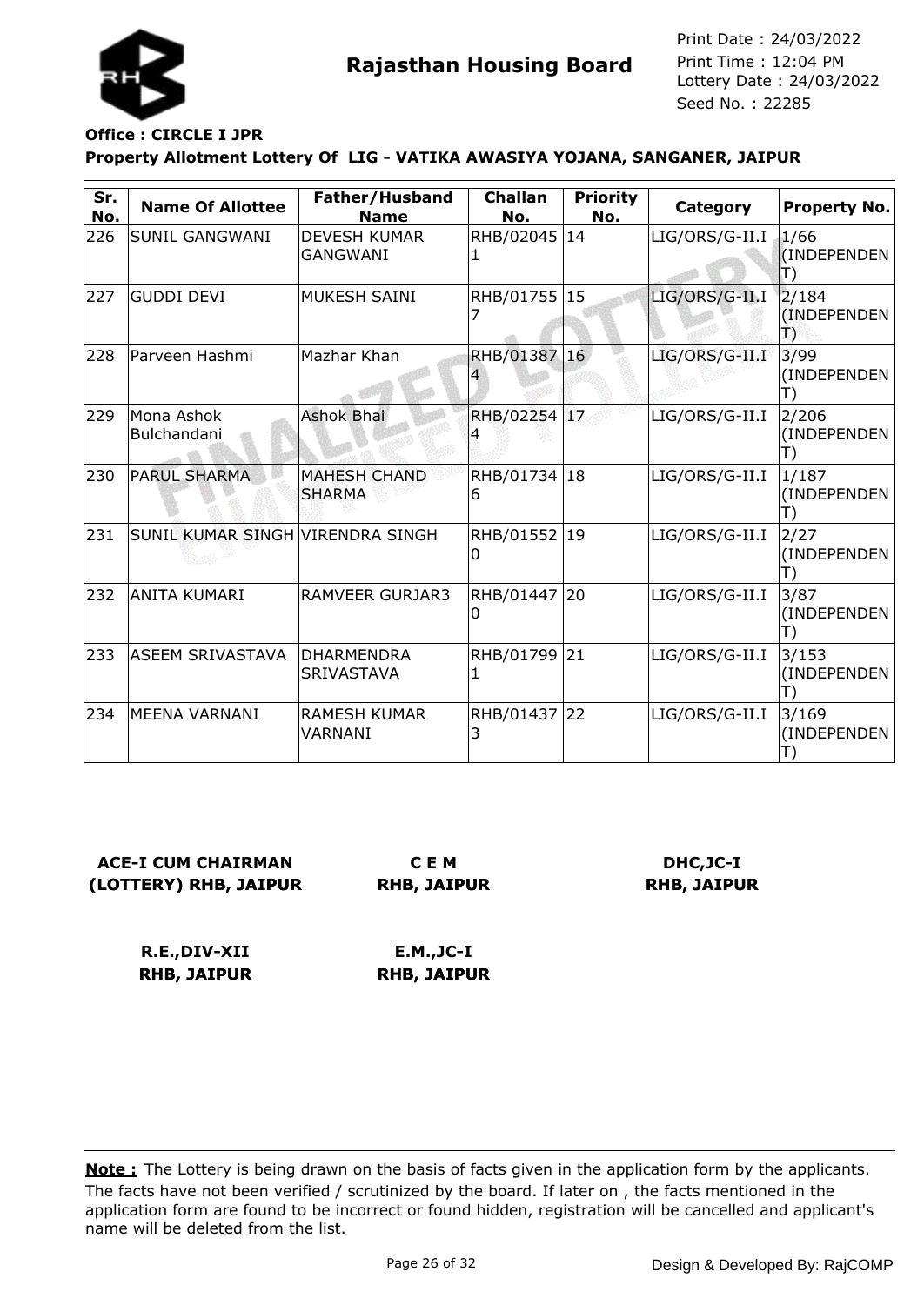**Rajasthan Housing Board**

Print Date : 24/03/2022
Print Time : 12:04 PM
Lottery Date : 24/03/2022
Seed No. : 22285

**Office : CIRCLE I JPR**

**Property Allotment Lottery Of LIG - VATIKA AWASIYA YOJANA, SANGANER, JAIPUR**

| Sr. No. | Name Of Allottee | Father/Husband Name | Challan No. | Priority No. | Category | Property No. |
|---|---|---|---|---|---|---|
| 226 | SUNIL GANGWANI | DEVESH KUMAR GANGWANI | RHB/020451 | 14 | LIG/ORS/G-II.I | 1/66 (INDEPENDENT) |
| 227 | GUDDI DEVI | MUKESH SAINI | RHB/017557 | 15 | LIG/ORS/G-II.I | 2/184 (INDEPENDENT) |
| 228 | Parveen Hashmi | Mazhar Khan | RHB/013874 | 16 | LIG/ORS/G-II.I | 3/99 (INDEPENDENT) |
| 229 | Mona Ashok Bulchandani | Ashok Bhai | RHB/022544 | 17 | LIG/ORS/G-II.I | 2/206 (INDEPENDENT) |
| 230 | PARUL SHARMA | MAHESH CHAND SHARMA | RHB/017346 | 18 | LIG/ORS/G-II.I | 1/187 (INDEPENDENT) |
| 231 | SUNIL KUMAR SINGH | VIRENDRA SINGH | RHB/015520 | 19 | LIG/ORS/G-II.I | 2/27 (INDEPENDENT) |
| 232 | ANITA KUMARI | RAMVEER GURJAR3 | RHB/014470 | 20 | LIG/ORS/G-II.I | 3/87 (INDEPENDENT) |
| 233 | ASEEM SRIVASTAVA | DHARMENDRA SRIVASTAVA | RHB/017991 | 21 | LIG/ORS/G-II.I | 3/153 (INDEPENDENT) |
| 234 | MEENA VARNANI | RAMESH KUMAR VARNANI | RHB/014373 | 22 | LIG/ORS/G-II.I | 3/169 (INDEPENDENT) |

**ACE-I CUM CHAIRMAN (LOTTERY) RHB, JAIPUR**

**C E M RHB, JAIPUR**

**DHC,JC-I RHB, JAIPUR**

**R.E.,DIV-XII RHB, JAIPUR**

**E.M.,JC-I RHB, JAIPUR**

**Note :** The Lottery is being drawn on the basis of facts given in the application form by the applicants. The facts have not been verified / scrutinized by the board. If later on , the facts mentioned in the application form are found to be incorrect or found hidden, registration will be cancelled and applicant's name will be deleted from the list.

Design & Developed By: RajCOMP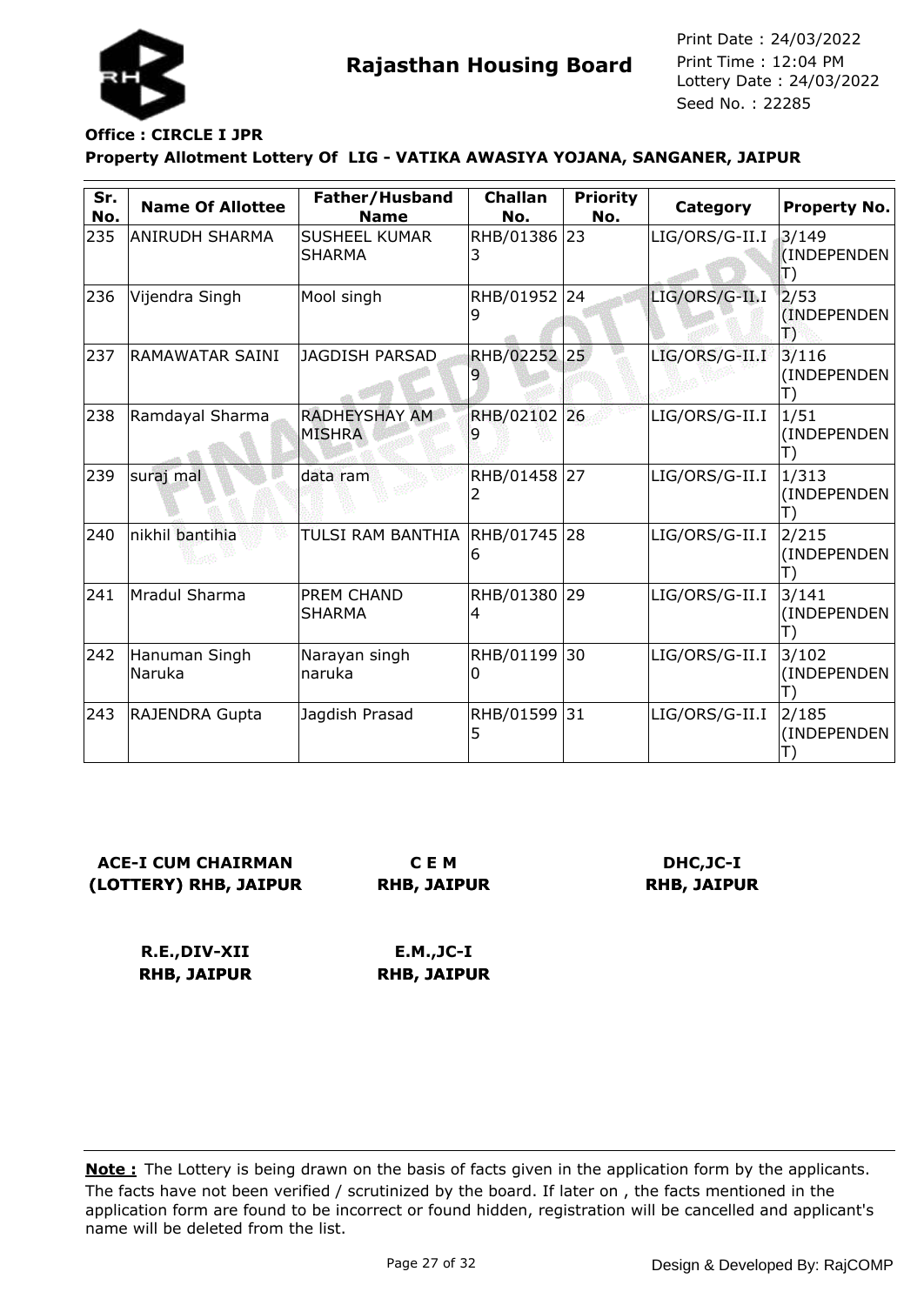**Rajasthan Housing Board**

Print Date : 24/03/2022
Print Time : 12:04 PM
Lottery Date : 24/03/2022
Seed No. : 22285

**Office : CIRCLE I JPR**

**Property Allotment Lottery Of LIG - VATIKA AWASIYA YOJANA, SANGANER, JAIPUR**

| Sr. No. | Name Of Allottee | Father/Husband Name | Challan No. | Priority No. | Category | Property No. |
|---|---|---|---|---|---|---|
| 235 | ANIRUDH SHARMA | SUSHEEL KUMAR SHARMA | RHB/013863 | 23 | LIG/ORS/G-II.I | 3/149 (INDEPENDENT) |
| 236 | Vijendra Singh | Mool singh | RHB/019529 | 24 | LIG/ORS/G-II.I | 2/53 (INDEPENDENT) |
| 237 | RAMAWATAR SAINI | JAGDISH PARSAD | RHB/022529 | 25 | LIG/ORS/G-II.I | 3/116 (INDEPENDENT) |
| 238 | Ramdayal Sharma | RADHEYSHAY AM MISHRA | RHB/021029 | 26 | LIG/ORS/G-II.I | 1/51 (INDEPENDENT) |
| 239 | suraj mal | data ram | RHB/014582 | 27 | LIG/ORS/G-II.I | 1/313 (INDEPENDENT) |
| 240 | nikhil bantihia | TULSI RAM BANTHIA | RHB/017456 | 28 | LIG/ORS/G-II.I | 2/215 (INDEPENDENT) |
| 241 | Mradul Sharma | PREM CHAND SHARMA | RHB/013804 | 29 | LIG/ORS/G-II.I | 3/141 (INDEPENDENT) |
| 242 | Hanuman Singh Naruka | Narayan singh naruka | RHB/011990 | 30 | LIG/ORS/G-II.I | 3/102 (INDEPENDENT) |
| 243 | RAJENDRA Gupta | Jagdish Prasad | RHB/015995 | 31 | LIG/ORS/G-II.I | 2/185 (INDEPENDENT) |

**ACE-I CUM CHAIRMAN (LOTTERY) RHB, JAIPUR**

**C E M RHB, JAIPUR**

**DHC,JC-I RHB, JAIPUR**

**R.E.,DIV-XII RHB, JAIPUR**

**E.M.,JC-I RHB, JAIPUR**

**Note :** The Lottery is being drawn on the basis of facts given in the application form by the applicants. The facts have not been verified / scrutinized by the board. If later on , the facts mentioned in the application form are found to be incorrect or found hidden, registration will be cancelled and applicant's name will be deleted from the list.

Design & Developed By: RajCOMP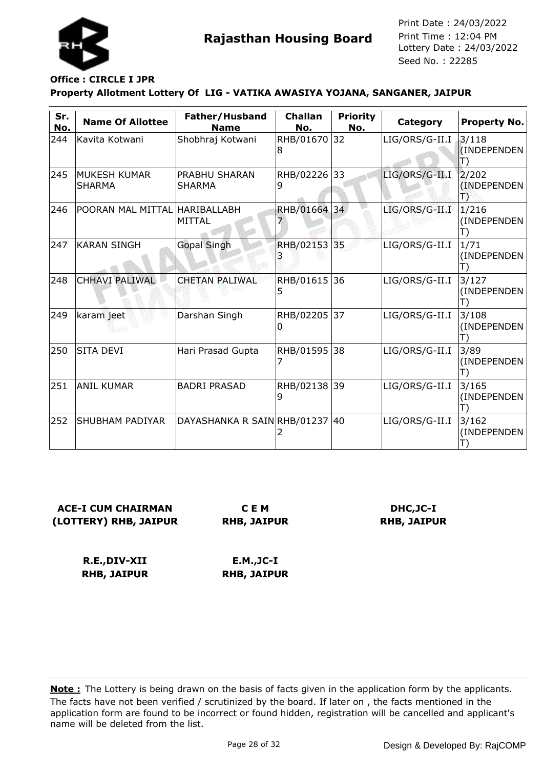**Rajasthan Housing Board**

Print Date : 24/03/2022
Print Time : 12:04 PM
Lottery Date : 24/03/2022
Seed No. : 22285

**Office : CIRCLE I JPR**

**Property Allotment Lottery Of LIG - VATIKA AWASIYA YOJANA, SANGANER, JAIPUR**

| Sr. No. | Name Of Allottee | Father/Husband Name | Challan No. | Priority No. | Category | Property No. |
|---|---|---|---|---|---|---|
| 244 | Kavita Kotwani | Shobhraj Kotwani | RHB/016708 | 32 | LIG/ORS/G-II.I | 3/118 (INDEPENDENT) |
| 245 | MUKESH KUMAR SHARMA | PRABHU SHARAN SHARMA | RHB/022269 | 33 | LIG/ORS/G-II.I | 2/202 (INDEPENDENT) |
| 246 | POORAN MAL MITTAL | HARIBALLABH MITTAL | RHB/016647 | 34 | LIG/ORS/G-II.I | 1/216 (INDEPENDENT) |
| 247 | KARAN SINGH | Gopal Singh | RHB/021533 | 35 | LIG/ORS/G-II.I | 1/71 (INDEPENDENT) |
| 248 | CHHAVI PALIWAL | CHETAN PALIWAL | RHB/016155 | 36 | LIG/ORS/G-II.I | 3/127 (INDEPENDENT) |
| 249 | karam jeet | Darshan Singh | RHB/022050 | 37 | LIG/ORS/G-II.I | 3/108 (INDEPENDENT) |
| 250 | SITA DEVI | Hari Prasad Gupta | RHB/015957 | 38 | LIG/ORS/G-II.I | 3/89 (INDEPENDENT) |
| 251 | ANIL KUMAR | BADRI PRASAD | RHB/021389 | 39 | LIG/ORS/G-II.I | 3/165 (INDEPENDENT) |
| 252 | SHUBHAM PADIYAR | DAYASHANKA R SAIN | RHB/012372 | 40 | LIG/ORS/G-II.I | 3/162 (INDEPENDENT) |

**ACE-I CUM CHAIRMAN (LOTTERY) RHB, JAIPUR**

**C E M RHB, JAIPUR**

**DHC,JC-I RHB, JAIPUR**

**R.E.,DIV-XII RHB, JAIPUR**

**E.M.,JC-I RHB, JAIPUR**

**Note :** The Lottery is being drawn on the basis of facts given in the application form by the applicants. The facts have not been verified / scrutinized by the board. If later on , the facts mentioned in the application form are found to be incorrect or found hidden, registration will be cancelled and applicant's name will be deleted from the list.

Design & Developed By: RajCOMP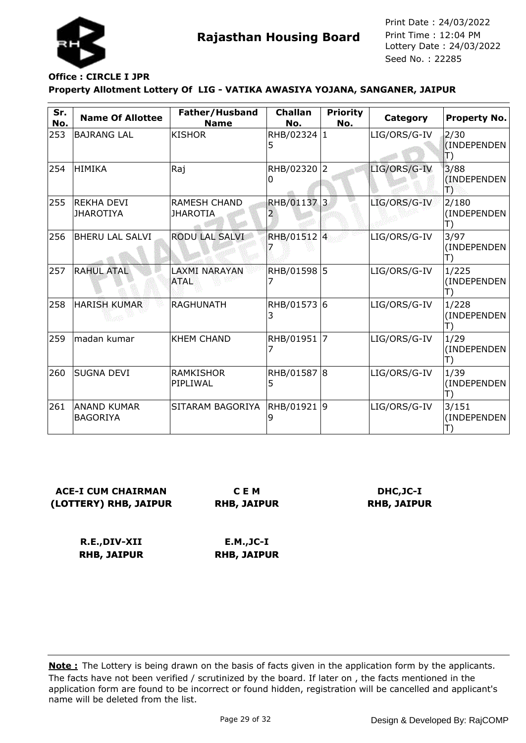**Rajasthan Housing Board**

Print Date : 24/03/2022
Print Time : 12:04 PM
Lottery Date : 24/03/2022
Seed No. : 22285

**Office : CIRCLE I JPR**

**Property Allotment Lottery Of LIG - VATIKA AWASIYA YOJANA, SANGANER, JAIPUR**

| Sr. No. | Name Of Allottee | Father/Husband Name | Challan No. | Priority No. | Category | Property No. |
|---|---|---|---|---|---|---|
| 253 | BAJRANG LAL | KISHOR | RHB/023245 | 1 | LIG/ORS/G-IV | 2/30 (INDEPENDENT) |
| 254 | HIMIKA | Raj | RHB/023200 | 2 | LIG/ORS/G-IV | 3/88 (INDEPENDENT) |
| 255 | REKHA DEVI JHAROTIYA | RAMESH CHAND JHAROTIA | RHB/011372 | 3 | LIG/ORS/G-IV | 2/180 (INDEPENDENT) |
| 256 | BHERU LAL SALVI | RODU LAL SALVI | RHB/015127 | 4 | LIG/ORS/G-IV | 3/97 (INDEPENDENT) |
| 257 | RAHUL ATAL | LAXMI NARAYAN ATAL | RHB/015987 | 5 | LIG/ORS/G-IV | 1/225 (INDEPENDENT) |
| 258 | HARISH KUMAR | RAGHUNATH | RHB/015733 | 6 | LIG/ORS/G-IV | 1/228 (INDEPENDENT) |
| 259 | madan kumar | KHEM CHAND | RHB/019517 | 7 | LIG/ORS/G-IV | 1/29 (INDEPENDENT) |
| 260 | SUGNA DEVI | RAMKISHOR PIPLIWAL | RHB/015875 | 8 | LIG/ORS/G-IV | 1/39 (INDEPENDENT) |
| 261 | ANAND KUMAR BAGORIYA | SITARAM BAGORIYA | RHB/019219 | 9 | LIG/ORS/G-IV | 3/151 (INDEPENDENT) |

**ACE-I CUM CHAIRMAN (LOTTERY) RHB, JAIPUR**

**C E M RHB, JAIPUR**

**DHC,JC-I RHB, JAIPUR**

**R.E.,DIV-XII RHB, JAIPUR**

**E.M.,JC-I RHB, JAIPUR**

**Note :** The Lottery is being drawn on the basis of facts given in the application form by the applicants. The facts have not been verified / scrutinized by the board. If later on , the facts mentioned in the application form are found to be incorrect or found hidden, registration will be cancelled and applicant's name will be deleted from the list.

Design & Developed By: RajCOMP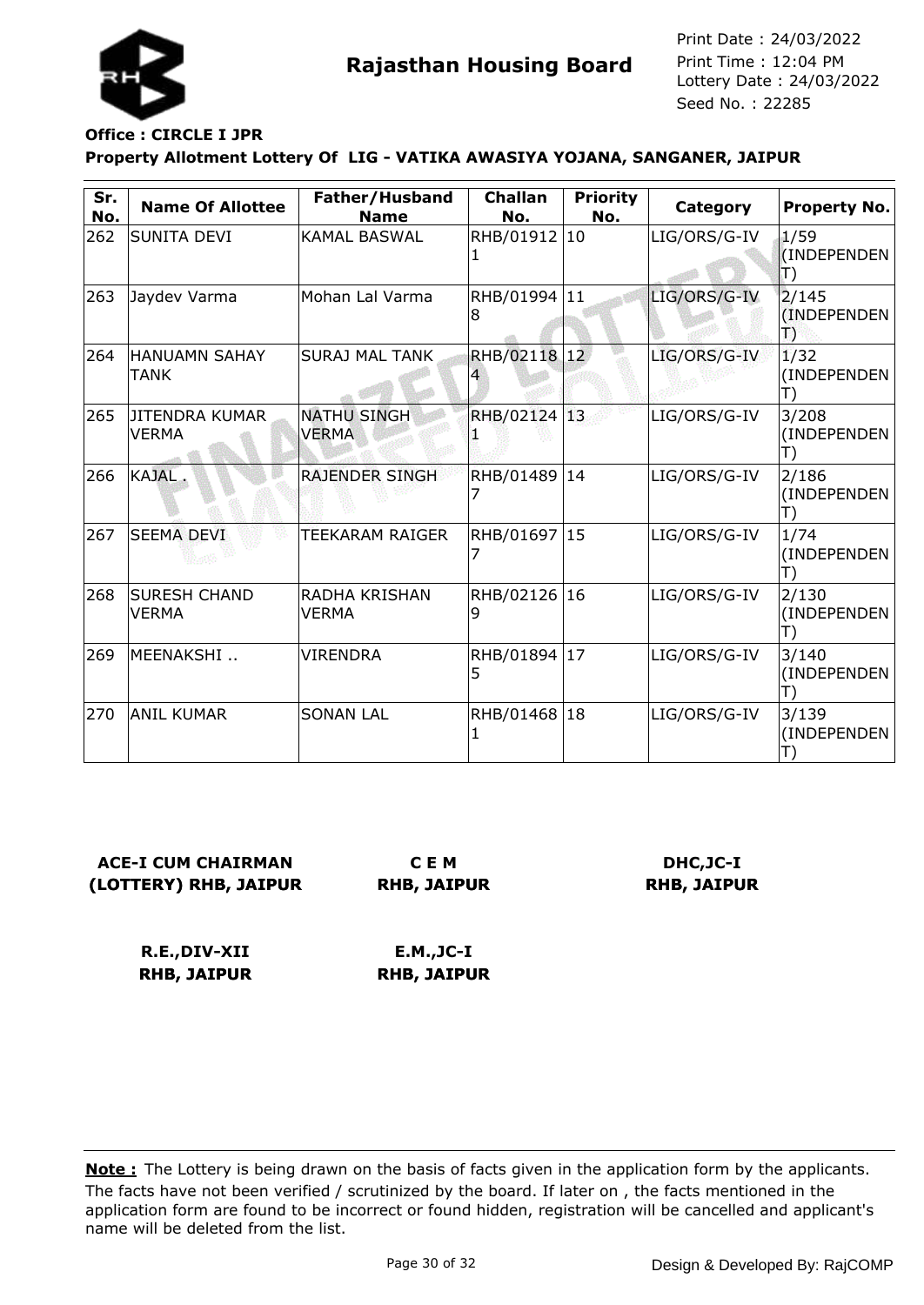# Rajasthan Housing Board

Print Date : 24/03/2022
Print Time : 12:04 PM
Lottery Date : 24/03/2022
Seed No. : 22285

**Office : CIRCLE I JPR**

**Property Allotment Lottery Of LIG - VATIKA AWASIYA YOJANA, SANGANER, JAIPUR**

| Sr. No. | Name Of Allottee | Father/Husband Name | Challan No. | Priority No. | Category | Property No. |
|---|---|---|---|---|---|---|
| 262 | SUNITA DEVI | KAMAL BASWAL | RHB/019121 | 10 | LIG/ORS/G-IV | 1/59 (INDEPENDENT) |
| 263 | Jaydev Varma | Mohan Lal Varma | RHB/019948 | 11 | LIG/ORS/G-IV | 2/145 (INDEPENDENT) |
| 264 | HANUAMN SAHAY TANK | SURAJ MAL TANK | RHB/021184 | 12 | LIG/ORS/G-IV | 1/32 (INDEPENDENT) |
| 265 | JITENDRA KUMAR VERMA | NATHU SINGH VERMA | RHB/021241 | 13 | LIG/ORS/G-IV | 3/208 (INDEPENDENT) |
| 266 | KAJAL . | RAJENDER SINGH | RHB/014897 | 14 | LIG/ORS/G-IV | 2/186 (INDEPENDENT) |
| 267 | SEEMA DEVI | TEEKARAM RAIGER | RHB/016977 | 15 | LIG/ORS/G-IV | 1/74 (INDEPENDENT) |
| 268 | SURESH CHAND VERMA | RADHA KRISHAN VERMA | RHB/021269 | 16 | LIG/ORS/G-IV | 2/130 (INDEPENDENT) |
| 269 | MEENAKSHI .. | VIRENDRA | RHB/018945 | 17 | LIG/ORS/G-IV | 3/140 (INDEPENDENT) |
| 270 | ANIL KUMAR | SONAN LAL | RHB/014681 | 18 | LIG/ORS/G-IV | 3/139 (INDEPENDENT) |

**ACE-I CUM CHAIRMAN (LOTTERY) RHB, JAIPUR**

**C E M RHB, JAIPUR**

**DHC,JC-I RHB, JAIPUR**

**R.E.,DIV-XII RHB, JAIPUR**

**E.M.,JC-I RHB, JAIPUR**

**Note :** The Lottery is being drawn on the basis of facts given in the application form by the applicants. The facts have not been verified / scrutinized by the board. If later on , the facts mentioned in the application form are found to be incorrect or found hidden, registration will be cancelled and applicant's name will be deleted from the list.

Design & Developed By: RajCOMP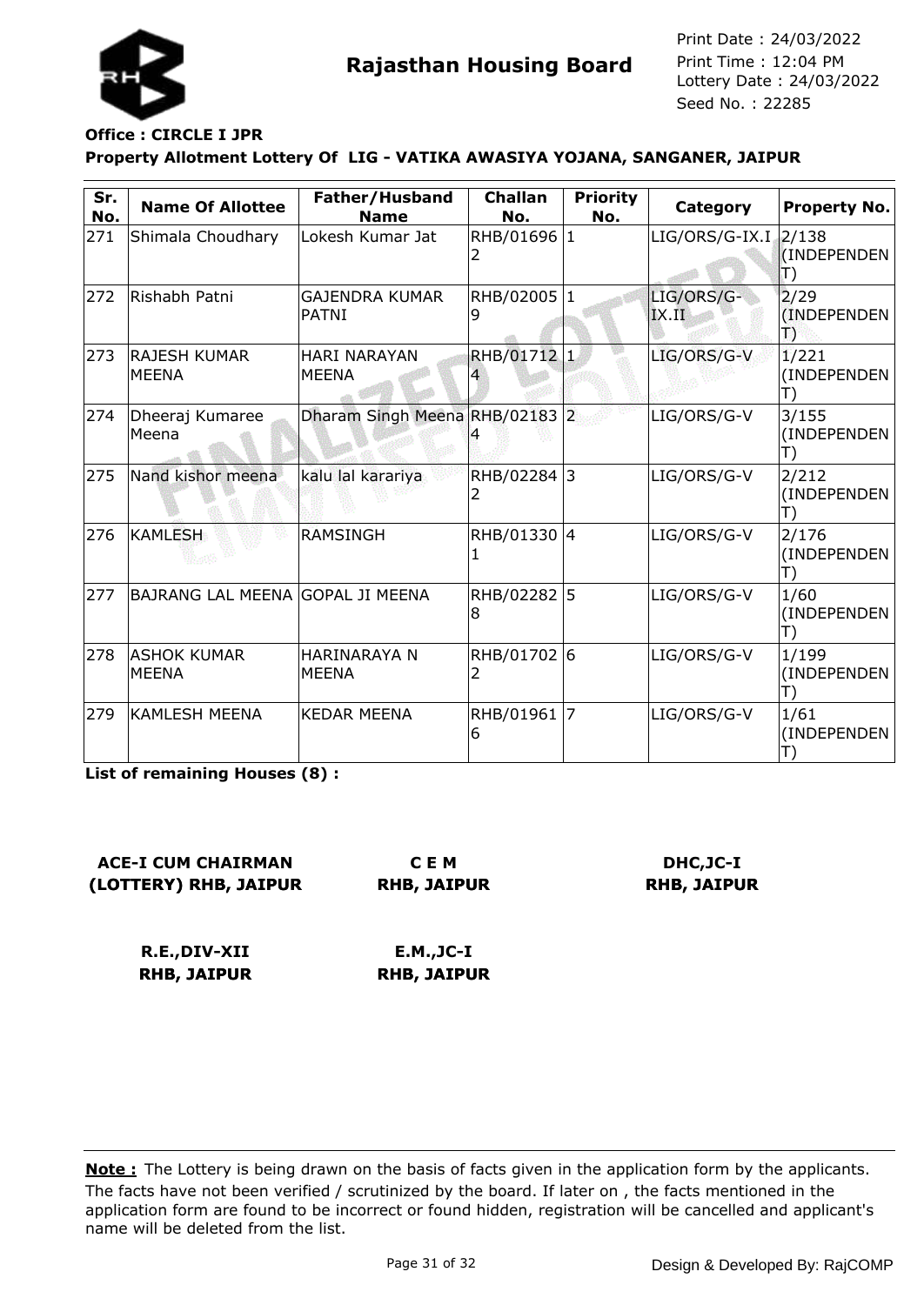**Rajasthan Housing Board**

Print Date : 24/03/2022
Print Time : 12:04 PM
Lottery Date : 24/03/2022
Seed No. : 22285

**Office : CIRCLE I JPR**

**Property Allotment Lottery Of LIG - VATIKA AWASIYA YOJANA, SANGANER, JAIPUR**

| Sr. No. | Name Of Allottee | Father/Husband Name | Challan No. | Priority No. | Category | Property No. |
|---|---|---|---|---|---|---|
| 271 | Shimala Choudhary | Lokesh Kumar Jat | RHB/016962 | 1 | LIG/ORS/G-IX.I | 2/138 (INDEPENDENT) |
| 272 | Rishabh Patni | GAJENDRA KUMAR PATNI | RHB/020059 | 1 | LIG/ORS/G-IX.II | 2/29 (INDEPENDENT) |
| 273 | RAJESH KUMAR MEENA | HARI NARAYAN MEENA | RHB/017124 | 1 | LIG/ORS/G-V | 1/221 (INDEPENDENT) |
| 274 | Dheeraj Kumaree Meena | Dharam Singh Meena | RHB/021834 | 2 | LIG/ORS/G-V | 3/155 (INDEPENDENT) |
| 275 | Nand kishor meena | kalu lal karariya | RHB/022842 | 3 | LIG/ORS/G-V | 2/212 (INDEPENDENT) |
| 276 | KAMLESH | RAMSINGH | RHB/013301 | 4 | LIG/ORS/G-V | 2/176 (INDEPENDENT) |
| 277 | BAJRANG LAL MEENA | GOPAL JI MEENA | RHB/022828 | 5 | LIG/ORS/G-V | 1/60 (INDEPENDENT) |
| 278 | ASHOK KUMAR MEENA | HARINARAYA N MEENA | RHB/017022 | 6 | LIG/ORS/G-V | 1/199 (INDEPENDENT) |
| 279 | KAMLESH MEENA | KEDAR MEENA | RHB/019616 | 7 | LIG/ORS/G-V | 1/61 (INDEPENDENT) |

**List of remaining Houses (8) :**

**ACE-I CUM CHAIRMAN (LOTTERY) RHB, JAIPUR**

**C E M RHB, JAIPUR**

**DHC,JC-I RHB, JAIPUR**

**R.E.,DIV-XII RHB, JAIPUR**

**E.M.,JC-I RHB, JAIPUR**

**Note :** The Lottery is being drawn on the basis of facts given in the application form by the applicants. The facts have not been verified / scrutinized by the board. If later on , the facts mentioned in the application form are found to be incorrect or found hidden, registration will be cancelled and applicant's name will be deleted from the list.

Design & Developed By: RajCOMP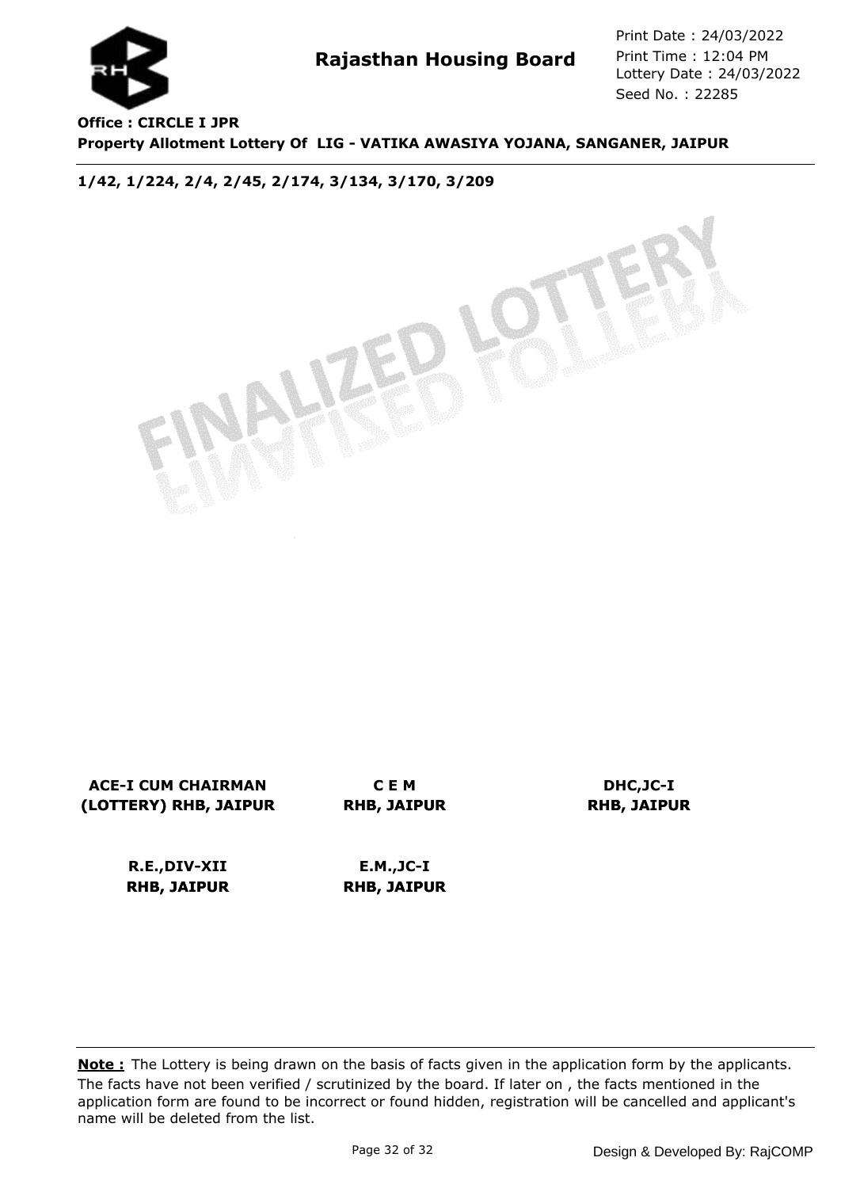**Office : CIRCLE I JPR**

**Property Allotment Lottery Of LIG - VATIKA AWASIYA YOJANA, SANGANER, JAIPUR**

Print Date : 24/03/2022
Print Time : 12:04 PM
Lottery Date : 24/03/2022
Seed No. : 22285

**1/42, 1/224, 2/4, 2/45, 2/174, 3/134, 3/170, 3/209**

FINALIZED LOTTERY

| | | |
|---|---|---|
| **ACE-I CUM CHAIRMAN (LOTTERY) RHB, JAIPUR** | **C E M RHB, JAIPUR** | **DHC,JC-I RHB, JAIPUR** |
| **R.E.,DIV-XII RHB, JAIPUR** | **E.M.,JC-I RHB, JAIPUR** | |

**Note :** The Lottery is being drawn on the basis of facts given in the application form by the applicants. The facts have not been verified / scrutinized by the board. If later on , the facts mentioned in the application form are found to be incorrect or found hidden, registration will be cancelled and applicant's name will be deleted from the list.

Design & Developed By: RajCOMP